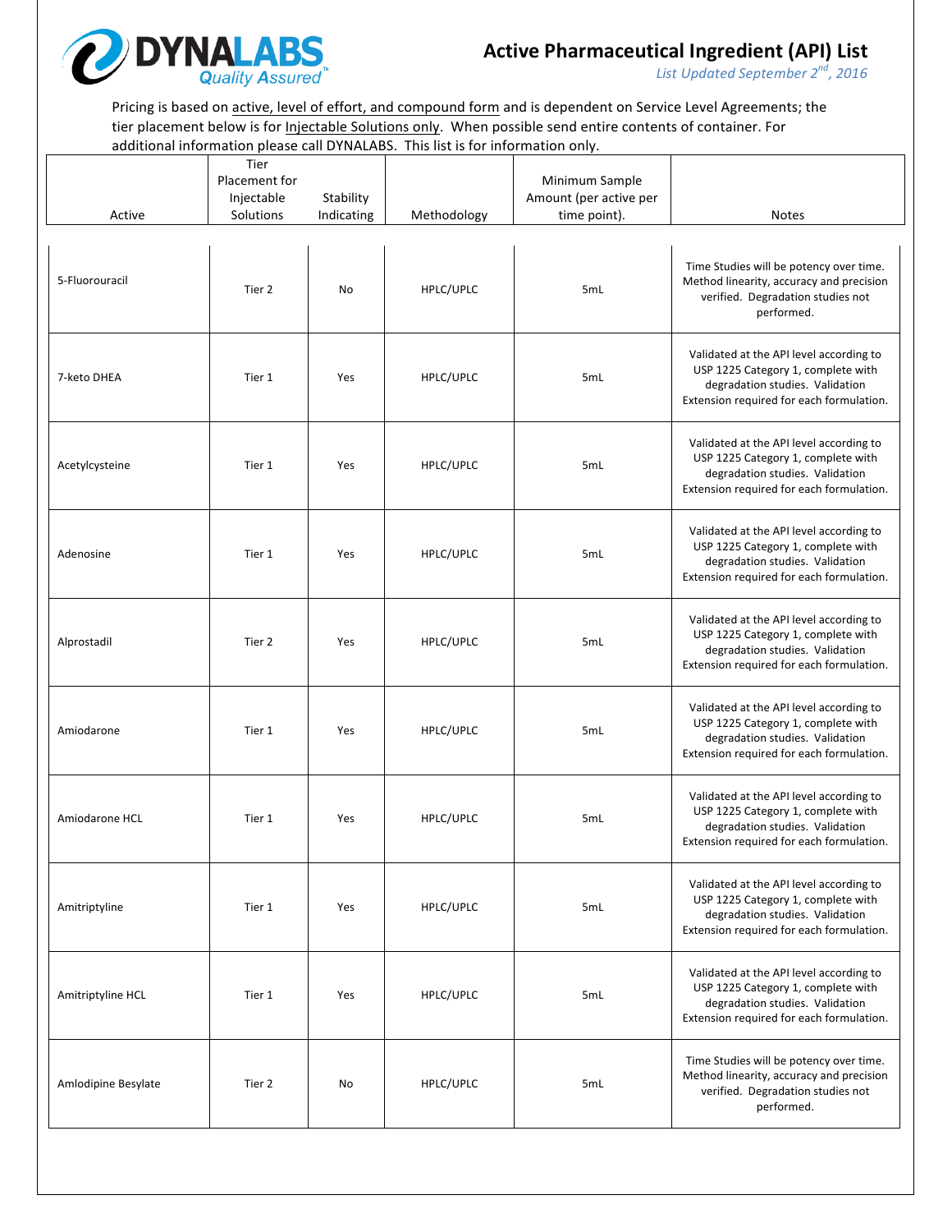# DYNALABS

*Quality Assured*™

## Active Pharmaceutical Ingredient (API) List

*List Updated September 2nd, 2016*

Pricing is based on active, level of effort, and compound form and is dependent on Service Level Agreements; the tier placement below is for Injectable Solutions only. When possible send entire contents of container. For additional information please call DYNALABS. This list is for information only.

| Active | Tier Placement for Injectable Solutions | Stability Indicating | Methodology | Minimum Sample Amount (per active per time point). | Notes |
|---|---|---|---|---|---|
| 5-Fluorouracil | Tier 2 | No | HPLC/UPLC | 5mL | Time Studies will be potency over time. Method linearity, accuracy and precision verified. Degradation studies not performed. |
| 7-keto DHEA | Tier 1 | Yes | HPLC/UPLC | 5mL | Validated at the API level according to USP 1225 Category 1, complete with degradation studies. Validation Extension required for each formulation. |
| Acetylcysteine | Tier 1 | Yes | HPLC/UPLC | 5mL | Validated at the API level according to USP 1225 Category 1, complete with degradation studies. Validation Extension required for each formulation. |
| Adenosine | Tier 1 | Yes | HPLC/UPLC | 5mL | Validated at the API level according to USP 1225 Category 1, complete with degradation studies. Validation Extension required for each formulation. |
| Alprostadil | Tier 2 | Yes | HPLC/UPLC | 5mL | Validated at the API level according to USP 1225 Category 1, complete with degradation studies. Validation Extension required for each formulation. |
| Amiodarone | Tier 1 | Yes | HPLC/UPLC | 5mL | Validated at the API level according to USP 1225 Category 1, complete with degradation studies. Validation Extension required for each formulation. |
| Amiodarone HCL | Tier 1 | Yes | HPLC/UPLC | 5mL | Validated at the API level according to USP 1225 Category 1, complete with degradation studies. Validation Extension required for each formulation. |
| Amitriptyline | Tier 1 | Yes | HPLC/UPLC | 5mL | Validated at the API level according to USP 1225 Category 1, complete with degradation studies. Validation Extension required for each formulation. |
| Amitriptyline HCL | Tier 1 | Yes | HPLC/UPLC | 5mL | Validated at the API level according to USP 1225 Category 1, complete with degradation studies. Validation Extension required for each formulation. |
| Amlodipine Besylate | Tier 2 | No | HPLC/UPLC | 5mL | Time Studies will be potency over time. Method linearity, accuracy and precision verified. Degradation studies not performed. |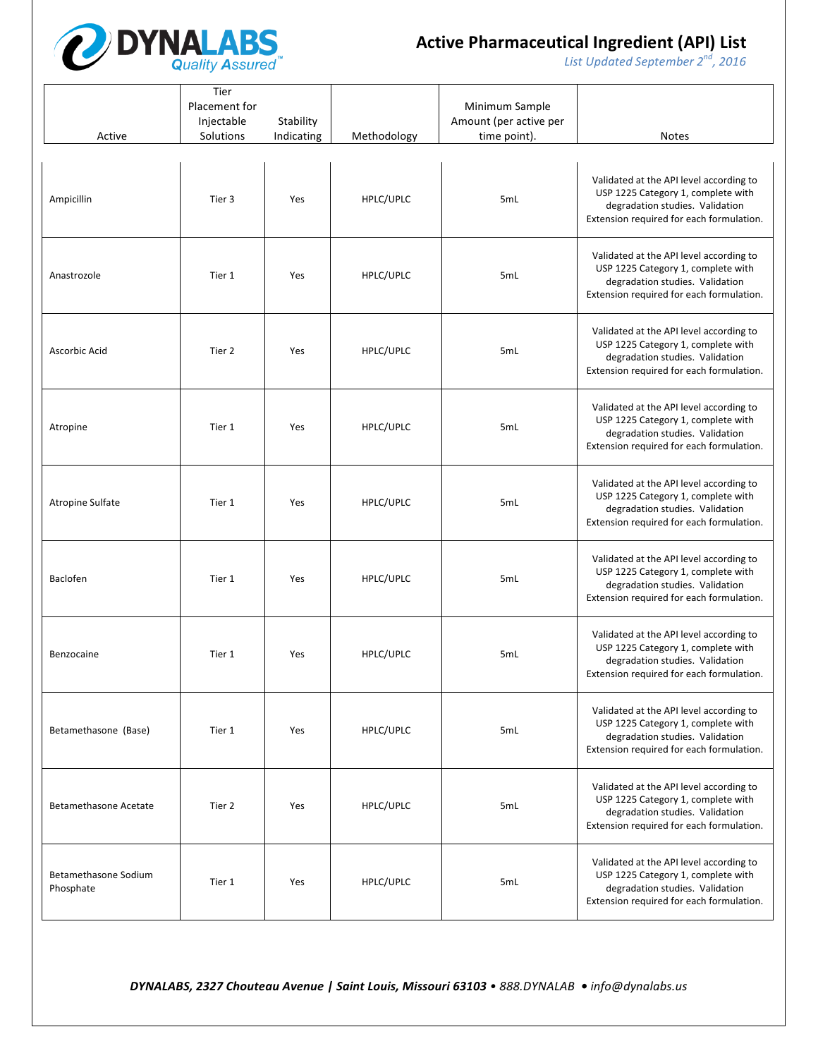# Active Pharmaceutical Ingredient (API) List

*List Updated September 2nd, 2016*

| Active | Tier Placement for Injectable Solutions | Stability Indicating | Methodology | Minimum Sample Amount (per active per time point). | Notes |
|---|---|---|---|---|---|
| Ampicillin | Tier 3 | Yes | HPLC/UPLC | 5mL | Validated at the API level according to USP 1225 Category 1, complete with degradation studies. Validation Extension required for each formulation. |
| Anastrozole | Tier 1 | Yes | HPLC/UPLC | 5mL | Validated at the API level according to USP 1225 Category 1, complete with degradation studies. Validation Extension required for each formulation. |
| Ascorbic Acid | Tier 2 | Yes | HPLC/UPLC | 5mL | Validated at the API level according to USP 1225 Category 1, complete with degradation studies. Validation Extension required for each formulation. |
| Atropine | Tier 1 | Yes | HPLC/UPLC | 5mL | Validated at the API level according to USP 1225 Category 1, complete with degradation studies. Validation Extension required for each formulation. |
| Atropine Sulfate | Tier 1 | Yes | HPLC/UPLC | 5mL | Validated at the API level according to USP 1225 Category 1, complete with degradation studies. Validation Extension required for each formulation. |
| Baclofen | Tier 1 | Yes | HPLC/UPLC | 5mL | Validated at the API level according to USP 1225 Category 1, complete with degradation studies. Validation Extension required for each formulation. |
| Benzocaine | Tier 1 | Yes | HPLC/UPLC | 5mL | Validated at the API level according to USP 1225 Category 1, complete with degradation studies. Validation Extension required for each formulation. |
| Betamethasone (Base) | Tier 1 | Yes | HPLC/UPLC | 5mL | Validated at the API level according to USP 1225 Category 1, complete with degradation studies. Validation Extension required for each formulation. |
| Betamethasone Acetate | Tier 2 | Yes | HPLC/UPLC | 5mL | Validated at the API level according to USP 1225 Category 1, complete with degradation studies. Validation Extension required for each formulation. |
| Betamethasone Sodium Phosphate | Tier 1 | Yes | HPLC/UPLC | 5mL | Validated at the API level according to USP 1225 Category 1, complete with degradation studies. Validation Extension required for each formulation. |

***DYNALABS, 2327 Chouteau Avenue | Saint Louis, Missouri 63103** • 888.DYNALAB • info@dynalabs.us*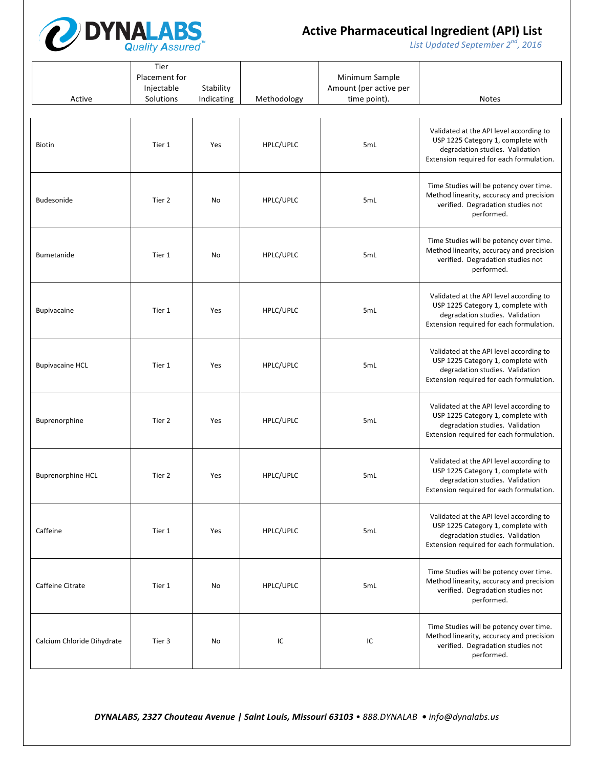# Active Pharmaceutical Ingredient (API) List

*List Updated September 2nd, 2016*

| Active | Tier Placement for Injectable Solutions | Stability Indicating | Methodology | Minimum Sample Amount (per active per time point). | Notes |
|---|---|---|---|---|---|
| Biotin | Tier 1 | Yes | HPLC/UPLC | 5mL | Validated at the API level according to USP 1225 Category 1, complete with degradation studies. Validation Extension required for each formulation. |
| Budesonide | Tier 2 | No | HPLC/UPLC | 5mL | Time Studies will be potency over time. Method linearity, accuracy and precision verified. Degradation studies not performed. |
| Bumetanide | Tier 1 | No | HPLC/UPLC | 5mL | Time Studies will be potency over time. Method linearity, accuracy and precision verified. Degradation studies not performed. |
| Bupivacaine | Tier 1 | Yes | HPLC/UPLC | 5mL | Validated at the API level according to USP 1225 Category 1, complete with degradation studies. Validation Extension required for each formulation. |
| Bupivacaine HCL | Tier 1 | Yes | HPLC/UPLC | 5mL | Validated at the API level according to USP 1225 Category 1, complete with degradation studies. Validation Extension required for each formulation. |
| Buprenorphine | Tier 2 | Yes | HPLC/UPLC | 5mL | Validated at the API level according to USP 1225 Category 1, complete with degradation studies. Validation Extension required for each formulation. |
| Buprenorphine HCL | Tier 2 | Yes | HPLC/UPLC | 5mL | Validated at the API level according to USP 1225 Category 1, complete with degradation studies. Validation Extension required for each formulation. |
| Caffeine | Tier 1 | Yes | HPLC/UPLC | 5mL | Validated at the API level according to USP 1225 Category 1, complete with degradation studies. Validation Extension required for each formulation. |
| Caffeine Citrate | Tier 1 | No | HPLC/UPLC | 5mL | Time Studies will be potency over time. Method linearity, accuracy and precision verified. Degradation studies not performed. |
| Calcium Chloride Dihydrate | Tier 3 | No | IC | IC | Time Studies will be potency over time. Method linearity, accuracy and precision verified. Degradation studies not performed. |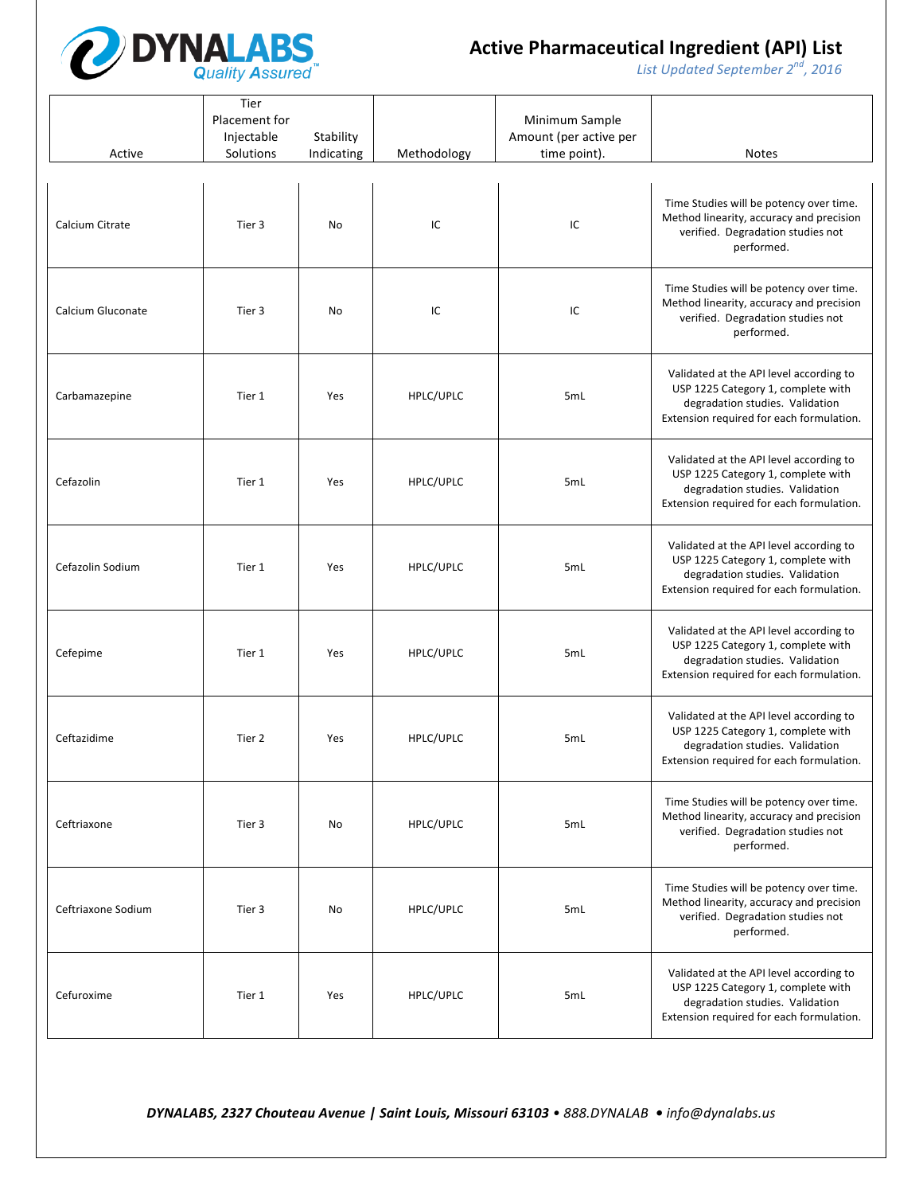# Active Pharmaceutical Ingredient (API) List

*List Updated September 2nd, 2016*

| Active | Tier Placement for Injectable Solutions | Stability Indicating | Methodology | Minimum Sample Amount (per active per time point). | Notes |
|---|---|---|---|---|---|
| Calcium Citrate | Tier 3 | No | IC | IC | Time Studies will be potency over time. Method linearity, accuracy and precision verified. Degradation studies not performed. |
| Calcium Gluconate | Tier 3 | No | IC | IC | Time Studies will be potency over time. Method linearity, accuracy and precision verified. Degradation studies not performed. |
| Carbamazepine | Tier 1 | Yes | HPLC/UPLC | 5mL | Validated at the API level according to USP 1225 Category 1, complete with degradation studies. Validation Extension required for each formulation. |
| Cefazolin | Tier 1 | Yes | HPLC/UPLC | 5mL | Validated at the API level according to USP 1225 Category 1, complete with degradation studies. Validation Extension required for each formulation. |
| Cefazolin Sodium | Tier 1 | Yes | HPLC/UPLC | 5mL | Validated at the API level according to USP 1225 Category 1, complete with degradation studies. Validation Extension required for each formulation. |
| Cefepime | Tier 1 | Yes | HPLC/UPLC | 5mL | Validated at the API level according to USP 1225 Category 1, complete with degradation studies. Validation Extension required for each formulation. |
| Ceftazidime | Tier 2 | Yes | HPLC/UPLC | 5mL | Validated at the API level according to USP 1225 Category 1, complete with degradation studies. Validation Extension required for each formulation. |
| Ceftriaxone | Tier 3 | No | HPLC/UPLC | 5mL | Time Studies will be potency over time. Method linearity, accuracy and precision verified. Degradation studies not performed. |
| Ceftriaxone Sodium | Tier 3 | No | HPLC/UPLC | 5mL | Time Studies will be potency over time. Method linearity, accuracy and precision verified. Degradation studies not performed. |
| Cefuroxime | Tier 1 | Yes | HPLC/UPLC | 5mL | Validated at the API level according to USP 1225 Category 1, complete with degradation studies. Validation Extension required for each formulation. |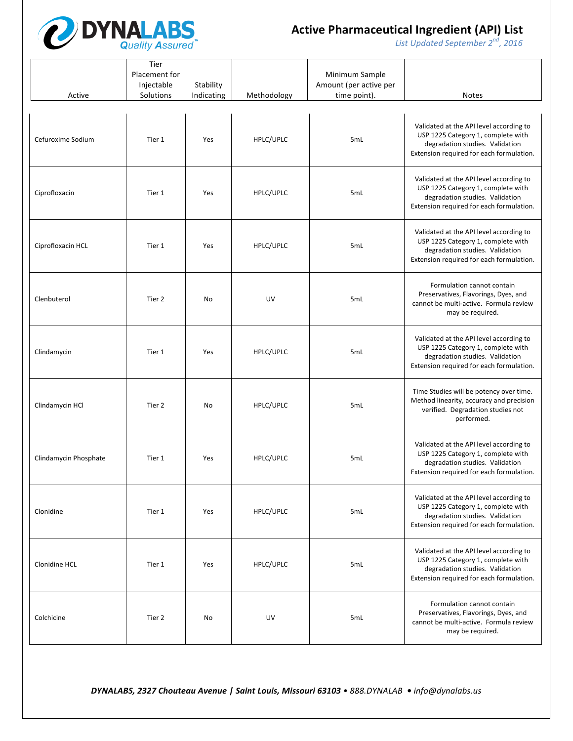# Active Pharmaceutical Ingredient (API) List

*List Updated September 2nd, 2016*

| Active | Tier Placement for Injectable Solutions | Stability Indicating | Methodology | Minimum Sample Amount (per active per time point). | Notes |
|---|---|---|---|---|---|
| Cefuroxime Sodium | Tier 1 | Yes | HPLC/UPLC | 5mL | Validated at the API level according to USP 1225 Category 1, complete with degradation studies. Validation Extension required for each formulation. |
| Ciprofloxacin | Tier 1 | Yes | HPLC/UPLC | 5mL | Validated at the API level according to USP 1225 Category 1, complete with degradation studies. Validation Extension required for each formulation. |
| Ciprofloxacin HCL | Tier 1 | Yes | HPLC/UPLC | 5mL | Validated at the API level according to USP 1225 Category 1, complete with degradation studies. Validation Extension required for each formulation. |
| Clenbuterol | Tier 2 | No | UV | 5mL | Formulation cannot contain Preservatives, Flavorings, Dyes, and cannot be multi-active. Formula review may be required. |
| Clindamycin | Tier 1 | Yes | HPLC/UPLC | 5mL | Validated at the API level according to USP 1225 Category 1, complete with degradation studies. Validation Extension required for each formulation. |
| Clindamycin HCl | Tier 2 | No | HPLC/UPLC | 5mL | Time Studies will be potency over time. Method linearity, accuracy and precision verified. Degradation studies not performed. |
| Clindamycin Phosphate | Tier 1 | Yes | HPLC/UPLC | 5mL | Validated at the API level according to USP 1225 Category 1, complete with degradation studies. Validation Extension required for each formulation. |
| Clonidine | Tier 1 | Yes | HPLC/UPLC | 5mL | Validated at the API level according to USP 1225 Category 1, complete with degradation studies. Validation Extension required for each formulation. |
| Clonidine HCL | Tier 1 | Yes | HPLC/UPLC | 5mL | Validated at the API level according to USP 1225 Category 1, complete with degradation studies. Validation Extension required for each formulation. |
| Colchicine | Tier 2 | No | UV | 5mL | Formulation cannot contain Preservatives, Flavorings, Dyes, and cannot be multi-active. Formula review may be required. |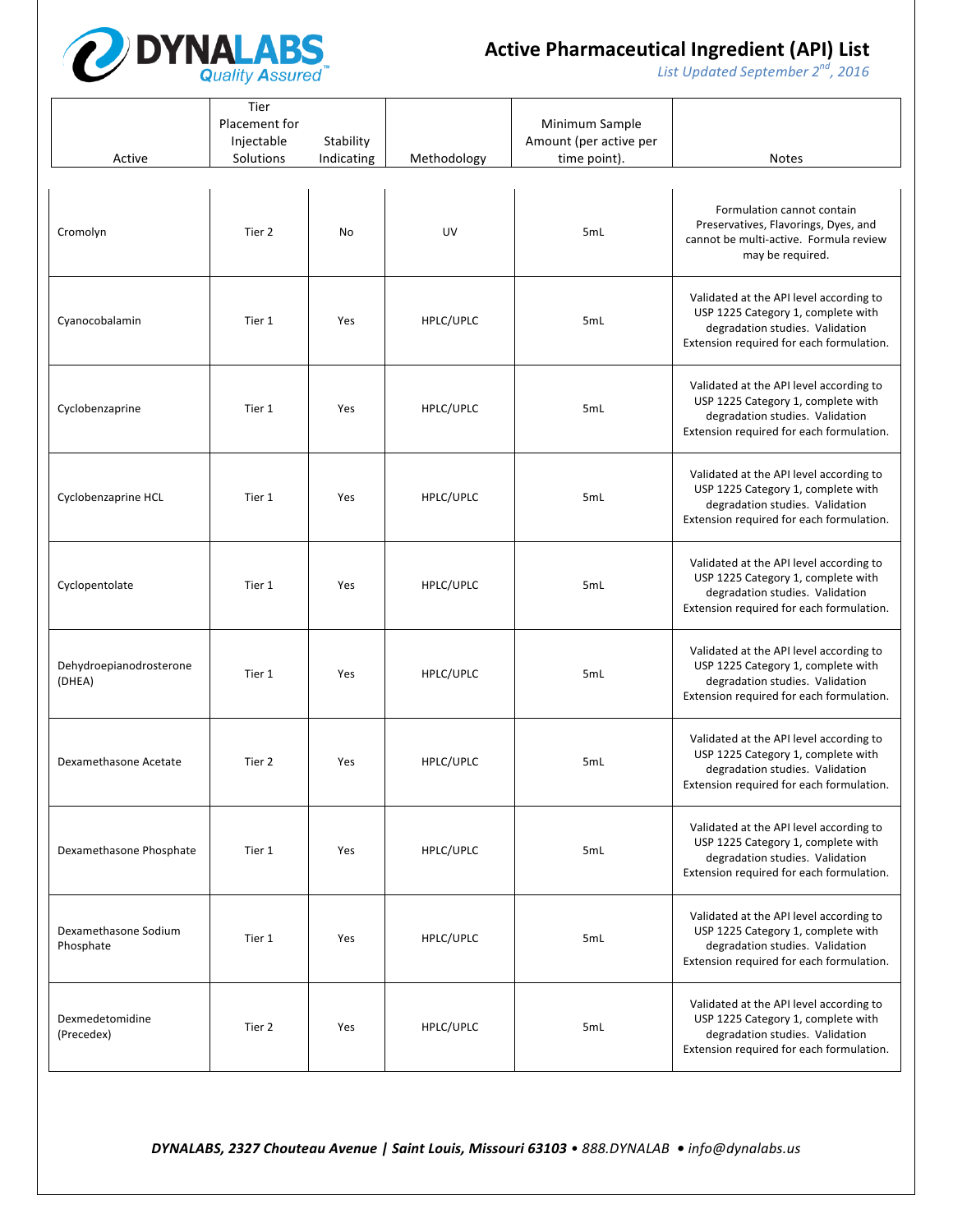| Active | Tier Placement for Injectable Solutions | Stability Indicating | Methodology | Minimum Sample Amount (per active per time point). | Notes |
|---|---|---|---|---|---|
| Cromolyn | Tier 2 | No | UV | 5mL | Formulation cannot contain Preservatives, Flavorings, Dyes, and cannot be multi-active. Formula review may be required. |
| Cyanocobalamin | Tier 1 | Yes | HPLC/UPLC | 5mL | Validated at the API level according to USP 1225 Category 1, complete with degradation studies. Validation Extension required for each formulation. |
| Cyclobenzaprine | Tier 1 | Yes | HPLC/UPLC | 5mL | Validated at the API level according to USP 1225 Category 1, complete with degradation studies. Validation Extension required for each formulation. |
| Cyclobenzaprine HCL | Tier 1 | Yes | HPLC/UPLC | 5mL | Validated at the API level according to USP 1225 Category 1, complete with degradation studies. Validation Extension required for each formulation. |
| Cyclopentolate | Tier 1 | Yes | HPLC/UPLC | 5mL | Validated at the API level according to USP 1225 Category 1, complete with degradation studies. Validation Extension required for each formulation. |
| Dehydroepianodrosterone (DHEA) | Tier 1 | Yes | HPLC/UPLC | 5mL | Validated at the API level according to USP 1225 Category 1, complete with degradation studies. Validation Extension required for each formulation. |
| Dexamethasone Acetate | Tier 2 | Yes | HPLC/UPLC | 5mL | Validated at the API level according to USP 1225 Category 1, complete with degradation studies. Validation Extension required for each formulation. |
| Dexamethasone Phosphate | Tier 1 | Yes | HPLC/UPLC | 5mL | Validated at the API level according to USP 1225 Category 1, complete with degradation studies. Validation Extension required for each formulation. |
| Dexamethasone Sodium Phosphate | Tier 1 | Yes | HPLC/UPLC | 5mL | Validated at the API level according to USP 1225 Category 1, complete with degradation studies. Validation Extension required for each formulation. |
| Dexmedetomidine (Precedex) | Tier 2 | Yes | HPLC/UPLC | 5mL | Validated at the API level according to USP 1225 Category 1, complete with degradation studies. Validation Extension required for each formulation. |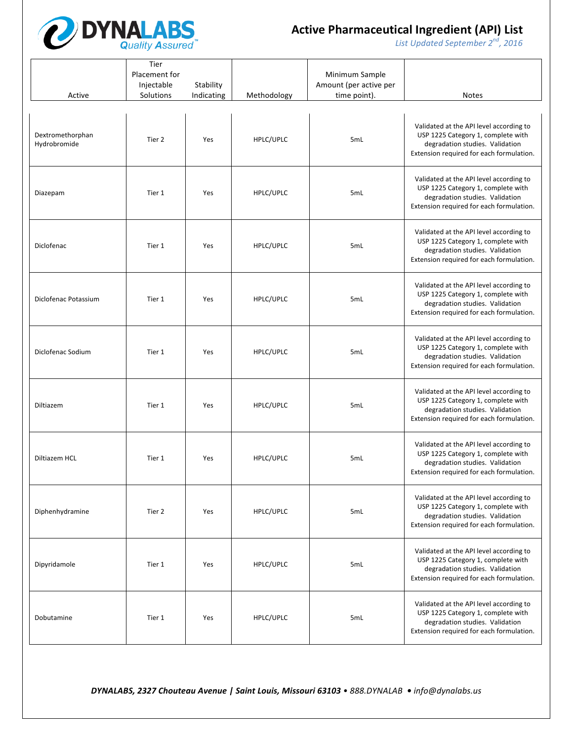# Active Pharmaceutical Ingredient (API) List

*List Updated September 2nd, 2016*

| Active | Tier Placement for Injectable Solutions | Stability Indicating | Methodology | Minimum Sample Amount (per active per time point). | Notes |
|---|---|---|---|---|---|
| Dextromethorphan Hydrobromide | Tier 2 | Yes | HPLC/UPLC | 5mL | Validated at the API level according to USP 1225 Category 1, complete with degradation studies. Validation Extension required for each formulation. |
| Diazepam | Tier 1 | Yes | HPLC/UPLC | 5mL | Validated at the API level according to USP 1225 Category 1, complete with degradation studies. Validation Extension required for each formulation. |
| Diclofenac | Tier 1 | Yes | HPLC/UPLC | 5mL | Validated at the API level according to USP 1225 Category 1, complete with degradation studies. Validation Extension required for each formulation. |
| Diclofenac Potassium | Tier 1 | Yes | HPLC/UPLC | 5mL | Validated at the API level according to USP 1225 Category 1, complete with degradation studies. Validation Extension required for each formulation. |
| Diclofenac Sodium | Tier 1 | Yes | HPLC/UPLC | 5mL | Validated at the API level according to USP 1225 Category 1, complete with degradation studies. Validation Extension required for each formulation. |
| Diltiazem | Tier 1 | Yes | HPLC/UPLC | 5mL | Validated at the API level according to USP 1225 Category 1, complete with degradation studies. Validation Extension required for each formulation. |
| Diltiazem HCL | Tier 1 | Yes | HPLC/UPLC | 5mL | Validated at the API level according to USP 1225 Category 1, complete with degradation studies. Validation Extension required for each formulation. |
| Diphenhydramine | Tier 2 | Yes | HPLC/UPLC | 5mL | Validated at the API level according to USP 1225 Category 1, complete with degradation studies. Validation Extension required for each formulation. |
| Dipyridamole | Tier 1 | Yes | HPLC/UPLC | 5mL | Validated at the API level according to USP 1225 Category 1, complete with degradation studies. Validation Extension required for each formulation. |
| Dobutamine | Tier 1 | Yes | HPLC/UPLC | 5mL | Validated at the API level according to USP 1225 Category 1, complete with degradation studies. Validation Extension required for each formulation. |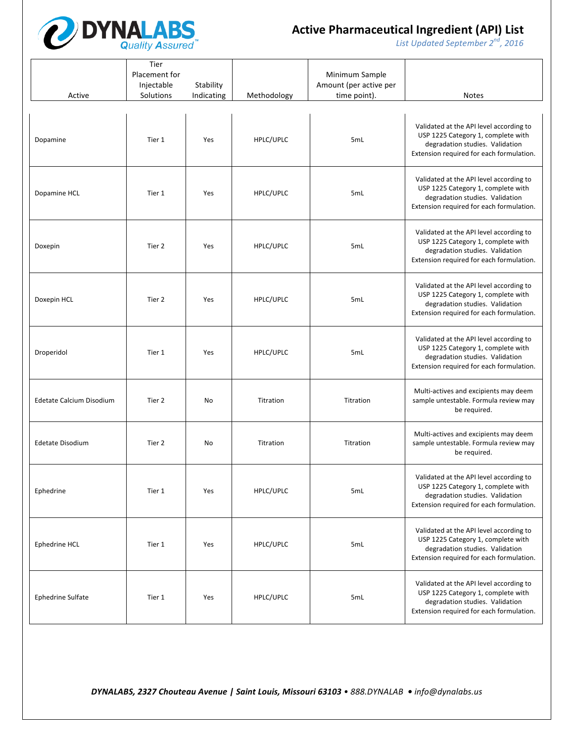# Active Pharmaceutical Ingredient (API) List

*List Updated September 2nd, 2016*

| Active | Tier Placement for Injectable Solutions | Stability Indicating | Methodology | Minimum Sample Amount (per active per time point). | Notes |
|---|---|---|---|---|---|
| Dopamine | Tier 1 | Yes | HPLC/UPLC | 5mL | Validated at the API level according to USP 1225 Category 1, complete with degradation studies. Validation Extension required for each formulation. |
| Dopamine HCL | Tier 1 | Yes | HPLC/UPLC | 5mL | Validated at the API level according to USP 1225 Category 1, complete with degradation studies. Validation Extension required for each formulation. |
| Doxepin | Tier 2 | Yes | HPLC/UPLC | 5mL | Validated at the API level according to USP 1225 Category 1, complete with degradation studies. Validation Extension required for each formulation. |
| Doxepin HCL | Tier 2 | Yes | HPLC/UPLC | 5mL | Validated at the API level according to USP 1225 Category 1, complete with degradation studies. Validation Extension required for each formulation. |
| Droperidol | Tier 1 | Yes | HPLC/UPLC | 5mL | Validated at the API level according to USP 1225 Category 1, complete with degradation studies. Validation Extension required for each formulation. |
| Edetate Calcium Disodium | Tier 2 | No | Titration | Titration | Multi-actives and excipients may deem sample untestable. Formula review may be required. |
| Edetate Disodium | Tier 2 | No | Titration | Titration | Multi-actives and excipients may deem sample untestable. Formula review may be required. |
| Ephedrine | Tier 1 | Yes | HPLC/UPLC | 5mL | Validated at the API level according to USP 1225 Category 1, complete with degradation studies. Validation Extension required for each formulation. |
| Ephedrine HCL | Tier 1 | Yes | HPLC/UPLC | 5mL | Validated at the API level according to USP 1225 Category 1, complete with degradation studies. Validation Extension required for each formulation. |
| Ephedrine Sulfate | Tier 1 | Yes | HPLC/UPLC | 5mL | Validated at the API level according to USP 1225 Category 1, complete with degradation studies. Validation Extension required for each formulation. |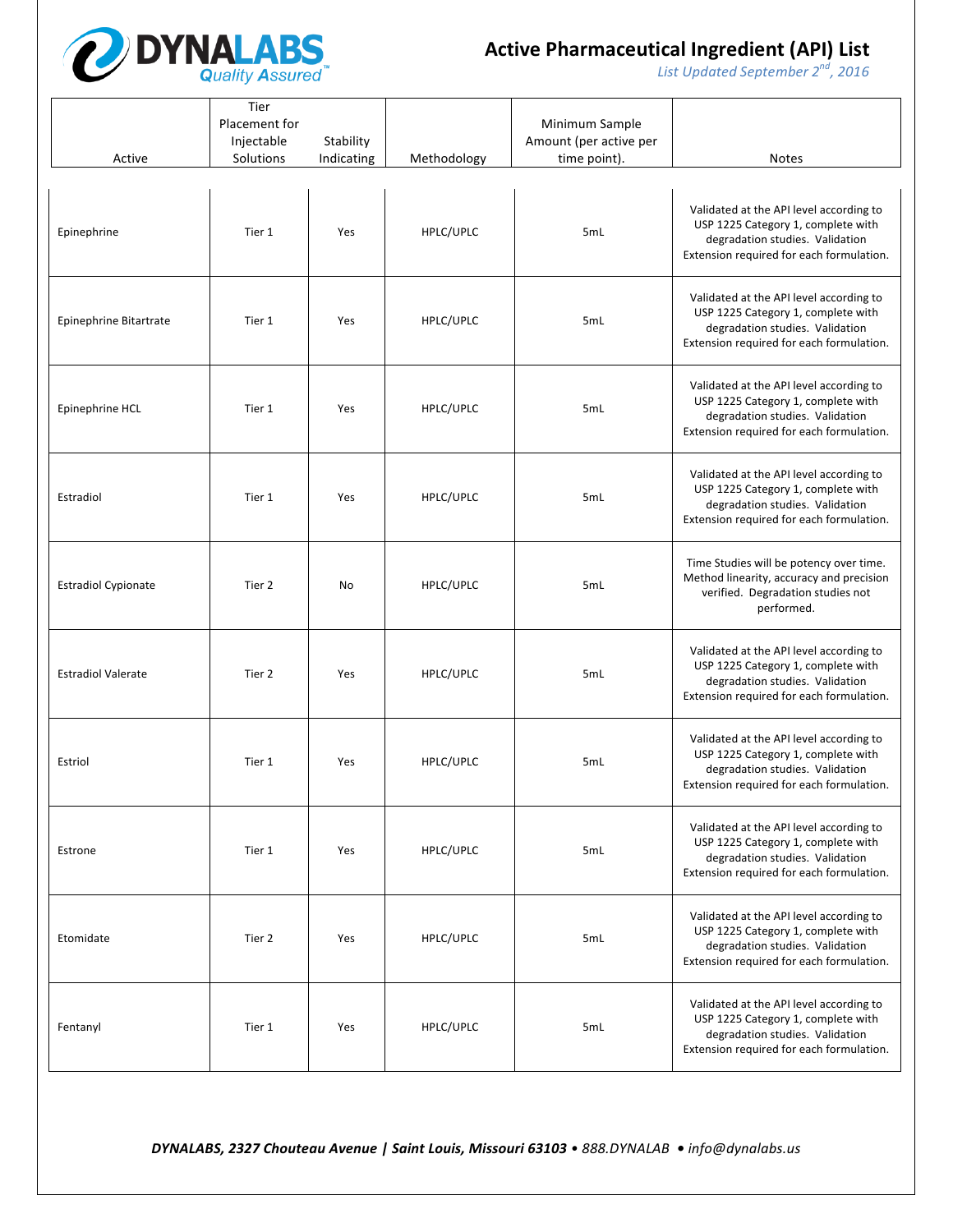# Active Pharmaceutical Ingredient (API) List

*List Updated September 2nd, 2016*

| Active | Tier Placement for Injectable Solutions | Stability Indicating | Methodology | Minimum Sample Amount (per active per time point). | Notes |
|---|---|---|---|---|---|
| Epinephrine | Tier 1 | Yes | HPLC/UPLC | 5mL | Validated at the API level according to USP 1225 Category 1, complete with degradation studies. Validation Extension required for each formulation. |
| Epinephrine Bitartrate | Tier 1 | Yes | HPLC/UPLC | 5mL | Validated at the API level according to USP 1225 Category 1, complete with degradation studies. Validation Extension required for each formulation. |
| Epinephrine HCL | Tier 1 | Yes | HPLC/UPLC | 5mL | Validated at the API level according to USP 1225 Category 1, complete with degradation studies. Validation Extension required for each formulation. |
| Estradiol | Tier 1 | Yes | HPLC/UPLC | 5mL | Validated at the API level according to USP 1225 Category 1, complete with degradation studies. Validation Extension required for each formulation. |
| Estradiol Cypionate | Tier 2 | No | HPLC/UPLC | 5mL | Time Studies will be potency over time. Method linearity, accuracy and precision verified. Degradation studies not performed. |
| Estradiol Valerate | Tier 2 | Yes | HPLC/UPLC | 5mL | Validated at the API level according to USP 1225 Category 1, complete with degradation studies. Validation Extension required for each formulation. |
| Estriol | Tier 1 | Yes | HPLC/UPLC | 5mL | Validated at the API level according to USP 1225 Category 1, complete with degradation studies. Validation Extension required for each formulation. |
| Estrone | Tier 1 | Yes | HPLC/UPLC | 5mL | Validated at the API level according to USP 1225 Category 1, complete with degradation studies. Validation Extension required for each formulation. |
| Etomidate | Tier 2 | Yes | HPLC/UPLC | 5mL | Validated at the API level according to USP 1225 Category 1, complete with degradation studies. Validation Extension required for each formulation. |
| Fentanyl | Tier 1 | Yes | HPLC/UPLC | 5mL | Validated at the API level according to USP 1225 Category 1, complete with degradation studies. Validation Extension required for each formulation. |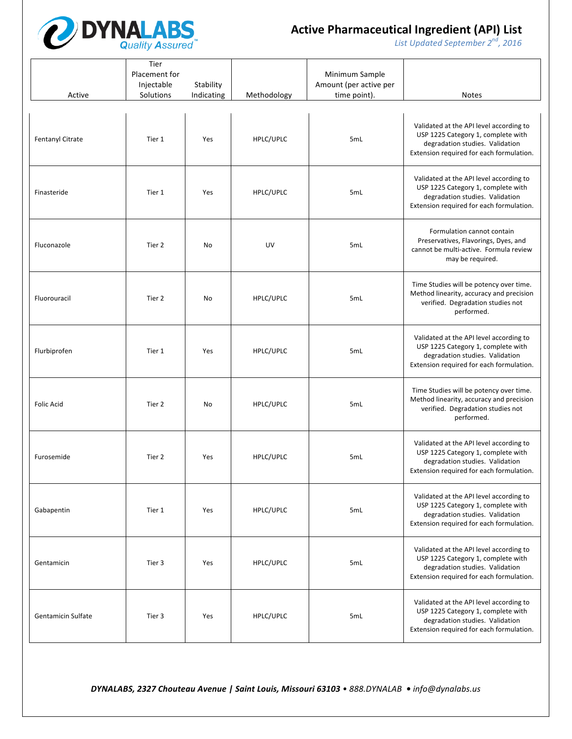# Active Pharmaceutical Ingredient (API) List

*List Updated September 2nd, 2016*

| Active | Tier Placement for Injectable Solutions | Stability Indicating | Methodology | Minimum Sample Amount (per active per time point). | Notes |
|---|---|---|---|---|---|
| Fentanyl Citrate | Tier 1 | Yes | HPLC/UPLC | 5mL | Validated at the API level according to USP 1225 Category 1, complete with degradation studies. Validation Extension required for each formulation. |
| Finasteride | Tier 1 | Yes | HPLC/UPLC | 5mL | Validated at the API level according to USP 1225 Category 1, complete with degradation studies. Validation Extension required for each formulation. |
| Fluconazole | Tier 2 | No | UV | 5mL | Formulation cannot contain Preservatives, Flavorings, Dyes, and cannot be multi-active. Formula review may be required. |
| Fluorouracil | Tier 2 | No | HPLC/UPLC | 5mL | Time Studies will be potency over time. Method linearity, accuracy and precision verified. Degradation studies not performed. |
| Flurbiprofen | Tier 1 | Yes | HPLC/UPLC | 5mL | Validated at the API level according to USP 1225 Category 1, complete with degradation studies. Validation Extension required for each formulation. |
| Folic Acid | Tier 2 | No | HPLC/UPLC | 5mL | Time Studies will be potency over time. Method linearity, accuracy and precision verified. Degradation studies not performed. |
| Furosemide | Tier 2 | Yes | HPLC/UPLC | 5mL | Validated at the API level according to USP 1225 Category 1, complete with degradation studies. Validation Extension required for each formulation. |
| Gabapentin | Tier 1 | Yes | HPLC/UPLC | 5mL | Validated at the API level according to USP 1225 Category 1, complete with degradation studies. Validation Extension required for each formulation. |
| Gentamicin | Tier 3 | Yes | HPLC/UPLC | 5mL | Validated at the API level according to USP 1225 Category 1, complete with degradation studies. Validation Extension required for each formulation. |
| Gentamicin Sulfate | Tier 3 | Yes | HPLC/UPLC | 5mL | Validated at the API level according to USP 1225 Category 1, complete with degradation studies. Validation Extension required for each formulation. |

***DYNALABS, 2327 Chouteau Avenue | Saint Louis, Missouri 63103** • 888.DYNALAB • info@dynalabs.us*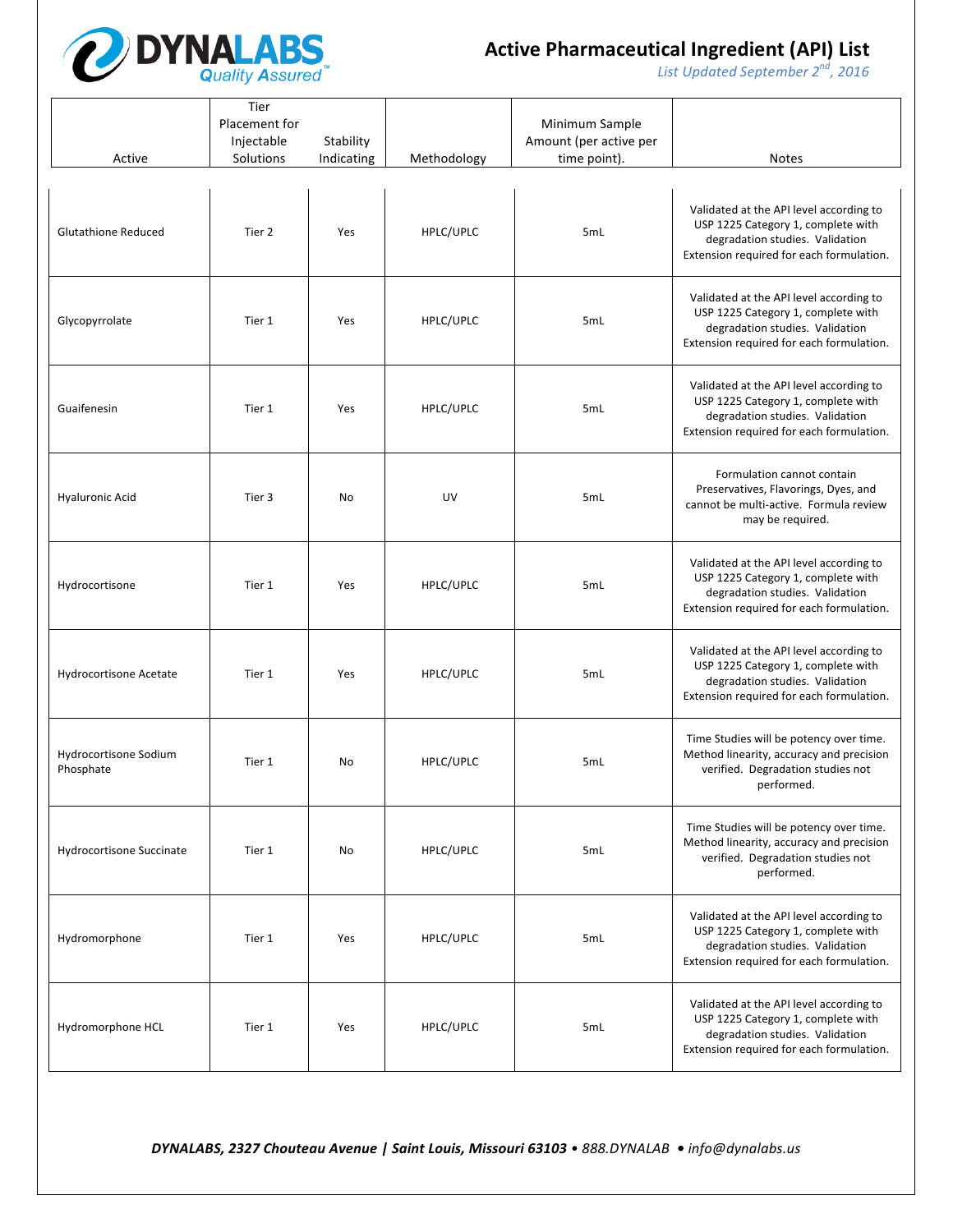# Active Pharmaceutical Ingredient (API) List

*List Updated September 2nd, 2016*

| Active | Tier Placement for Injectable Solutions | Stability Indicating | Methodology | Minimum Sample Amount (per active per time point). | Notes |
|---|---|---|---|---|---|
| Glutathione Reduced | Tier 2 | Yes | HPLC/UPLC | 5mL | Validated at the API level according to USP 1225 Category 1, complete with degradation studies. Validation Extension required for each formulation. |
| Glycopyrrolate | Tier 1 | Yes | HPLC/UPLC | 5mL | Validated at the API level according to USP 1225 Category 1, complete with degradation studies. Validation Extension required for each formulation. |
| Guaifenesin | Tier 1 | Yes | HPLC/UPLC | 5mL | Validated at the API level according to USP 1225 Category 1, complete with degradation studies. Validation Extension required for each formulation. |
| Hyaluronic Acid | Tier 3 | No | UV | 5mL | Formulation cannot contain Preservatives, Flavorings, Dyes, and cannot be multi-active. Formula review may be required. |
| Hydrocortisone | Tier 1 | Yes | HPLC/UPLC | 5mL | Validated at the API level according to USP 1225 Category 1, complete with degradation studies. Validation Extension required for each formulation. |
| Hydrocortisone Acetate | Tier 1 | Yes | HPLC/UPLC | 5mL | Validated at the API level according to USP 1225 Category 1, complete with degradation studies. Validation Extension required for each formulation. |
| Hydrocortisone Sodium Phosphate | Tier 1 | No | HPLC/UPLC | 5mL | Time Studies will be potency over time. Method linearity, accuracy and precision verified. Degradation studies not performed. |
| Hydrocortisone Succinate | Tier 1 | No | HPLC/UPLC | 5mL | Time Studies will be potency over time. Method linearity, accuracy and precision verified. Degradation studies not performed. |
| Hydromorphone | Tier 1 | Yes | HPLC/UPLC | 5mL | Validated at the API level according to USP 1225 Category 1, complete with degradation studies. Validation Extension required for each formulation. |
| Hydromorphone HCL | Tier 1 | Yes | HPLC/UPLC | 5mL | Validated at the API level according to USP 1225 Category 1, complete with degradation studies. Validation Extension required for each formulation. |

***DYNALABS, 2327 Chouteau Avenue | Saint Louis, Missouri 63103** • 888.DYNALAB • info@dynalabs.us*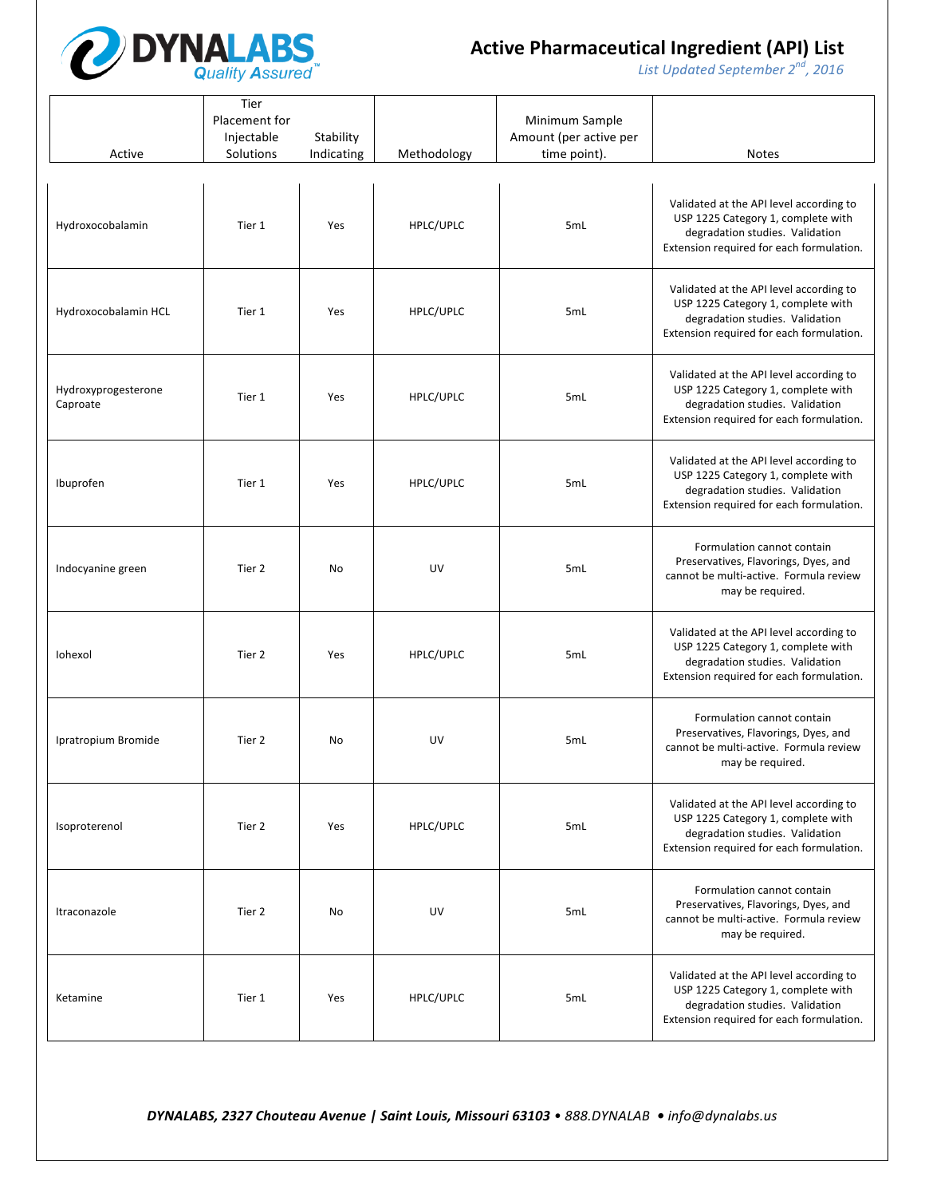# Active Pharmaceutical Ingredient (API) List

*List Updated September 2[nd], 2016*

| Active | Tier Placement for Injectable Solutions | Stability Indicating | Methodology | Minimum Sample Amount (per active per time point). | Notes |
|---|---|---|---|---|---|
| Hydroxocobalamin | Tier 1 | Yes | HPLC/UPLC | 5mL | Validated at the API level according to USP 1225 Category 1, complete with degradation studies. Validation Extension required for each formulation. |
| Hydroxocobalamin HCL | Tier 1 | Yes | HPLC/UPLC | 5mL | Validated at the API level according to USP 1225 Category 1, complete with degradation studies. Validation Extension required for each formulation. |
| Hydroxyprogesterone Caproate | Tier 1 | Yes | HPLC/UPLC | 5mL | Validated at the API level according to USP 1225 Category 1, complete with degradation studies. Validation Extension required for each formulation. |
| Ibuprofen | Tier 1 | Yes | HPLC/UPLC | 5mL | Validated at the API level according to USP 1225 Category 1, complete with degradation studies. Validation Extension required for each formulation. |
| Indocyanine green | Tier 2 | No | UV | 5mL | Formulation cannot contain Preservatives, Flavorings, Dyes, and cannot be multi-active. Formula review may be required. |
| Iohexol | Tier 2 | Yes | HPLC/UPLC | 5mL | Validated at the API level according to USP 1225 Category 1, complete with degradation studies. Validation Extension required for each formulation. |
| Ipratropium Bromide | Tier 2 | No | UV | 5mL | Formulation cannot contain Preservatives, Flavorings, Dyes, and cannot be multi-active. Formula review may be required. |
| Isoproterenol | Tier 2 | Yes | HPLC/UPLC | 5mL | Validated at the API level according to USP 1225 Category 1, complete with degradation studies. Validation Extension required for each formulation. |
| Itraconazole | Tier 2 | No | UV | 5mL | Formulation cannot contain Preservatives, Flavorings, Dyes, and cannot be multi-active. Formula review may be required. |
| Ketamine | Tier 1 | Yes | HPLC/UPLC | 5mL | Validated at the API level according to USP 1225 Category 1, complete with degradation studies. Validation Extension required for each formulation. |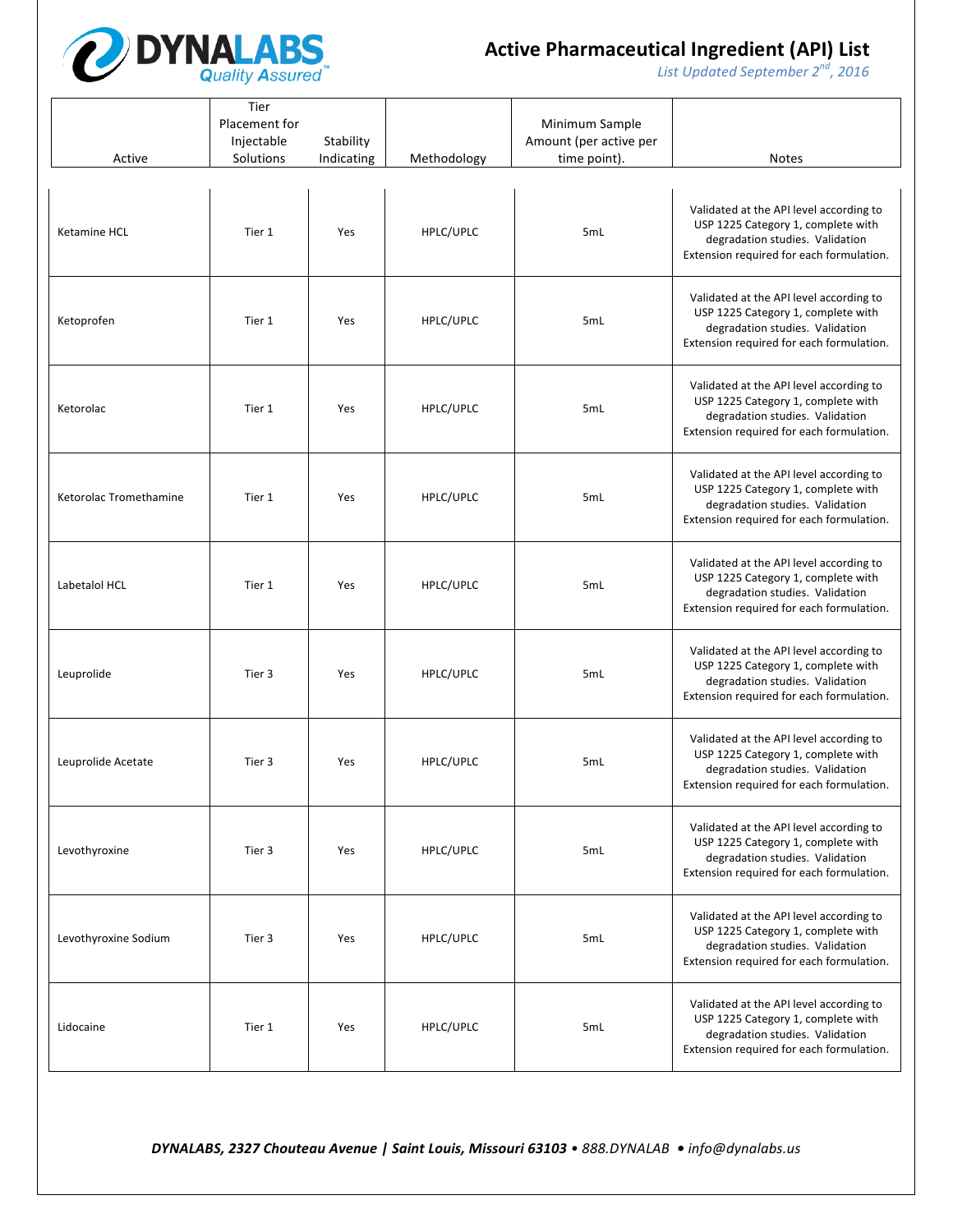# Active Pharmaceutical Ingredient (API) List

*List Updated September 2nd, 2016*

| Active | Tier Placement for Injectable Solutions | Stability Indicating | Methodology | Minimum Sample Amount (per active per time point). | Notes |
|---|---|---|---|---|---|
| Ketamine HCL | Tier 1 | Yes | HPLC/UPLC | 5mL | Validated at the API level according to USP 1225 Category 1, complete with degradation studies. Validation Extension required for each formulation. |
| Ketoprofen | Tier 1 | Yes | HPLC/UPLC | 5mL | Validated at the API level according to USP 1225 Category 1, complete with degradation studies. Validation Extension required for each formulation. |
| Ketorolac | Tier 1 | Yes | HPLC/UPLC | 5mL | Validated at the API level according to USP 1225 Category 1, complete with degradation studies. Validation Extension required for each formulation. |
| Ketorolac Tromethamine | Tier 1 | Yes | HPLC/UPLC | 5mL | Validated at the API level according to USP 1225 Category 1, complete with degradation studies. Validation Extension required for each formulation. |
| Labetalol HCL | Tier 1 | Yes | HPLC/UPLC | 5mL | Validated at the API level according to USP 1225 Category 1, complete with degradation studies. Validation Extension required for each formulation. |
| Leuprolide | Tier 3 | Yes | HPLC/UPLC | 5mL | Validated at the API level according to USP 1225 Category 1, complete with degradation studies. Validation Extension required for each formulation. |
| Leuprolide Acetate | Tier 3 | Yes | HPLC/UPLC | 5mL | Validated at the API level according to USP 1225 Category 1, complete with degradation studies. Validation Extension required for each formulation. |
| Levothyroxine | Tier 3 | Yes | HPLC/UPLC | 5mL | Validated at the API level according to USP 1225 Category 1, complete with degradation studies. Validation Extension required for each formulation. |
| Levothyroxine Sodium | Tier 3 | Yes | HPLC/UPLC | 5mL | Validated at the API level according to USP 1225 Category 1, complete with degradation studies. Validation Extension required for each formulation. |
| Lidocaine | Tier 1 | Yes | HPLC/UPLC | 5mL | Validated at the API level according to USP 1225 Category 1, complete with degradation studies. Validation Extension required for each formulation. |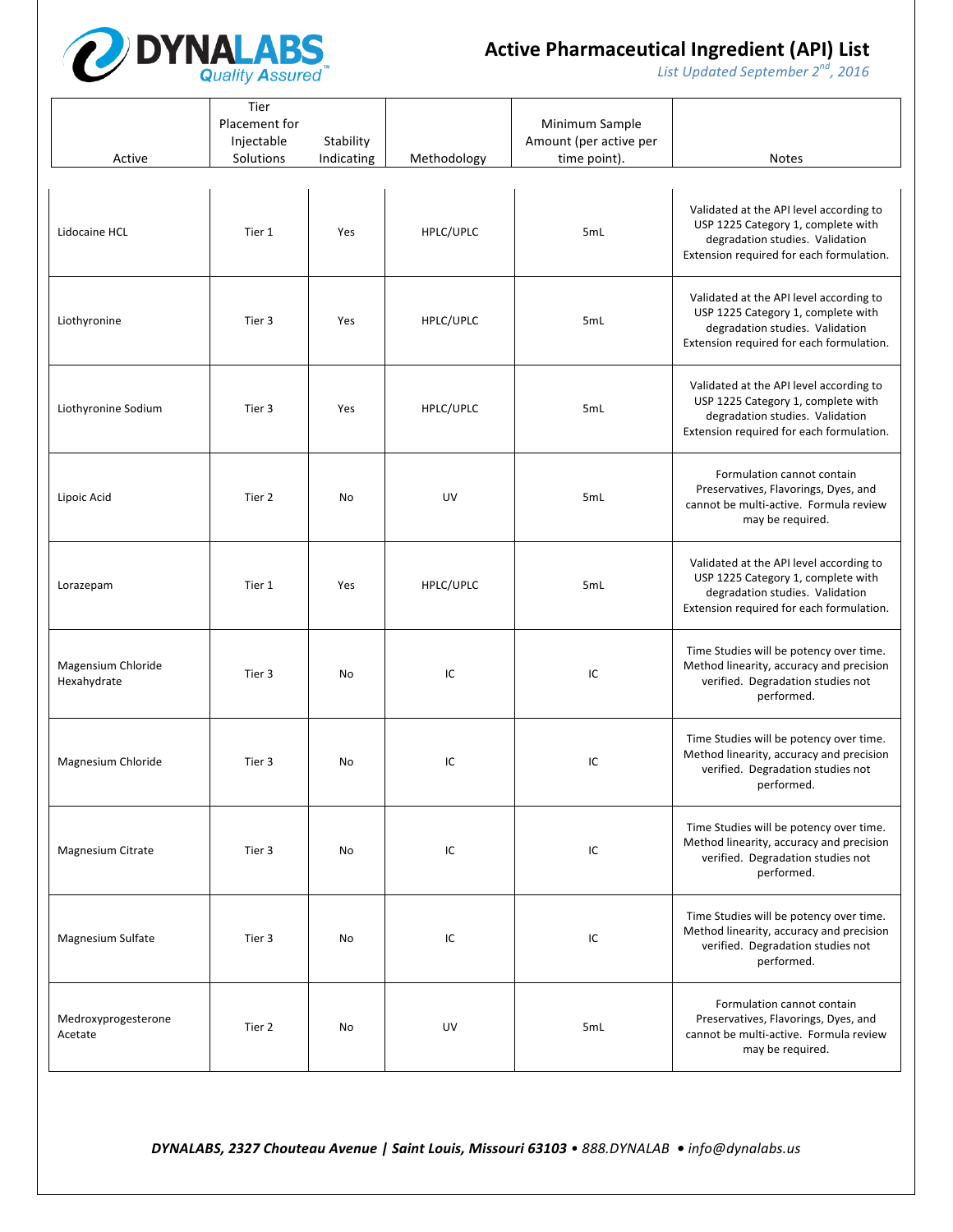# Active Pharmaceutical Ingredient (API) List

*List Updated September 2nd, 2016*

| Active | Tier Placement for Injectable Solutions | Stability Indicating | Methodology | Minimum Sample Amount (per active per time point). | Notes |
|---|---|---|---|---|---|
| Lidocaine HCL | Tier 1 | Yes | HPLC/UPLC | 5mL | Validated at the API level according to USP 1225 Category 1, complete with degradation studies. Validation Extension required for each formulation. |
| Liothyronine | Tier 3 | Yes | HPLC/UPLC | 5mL | Validated at the API level according to USP 1225 Category 1, complete with degradation studies. Validation Extension required for each formulation. |
| Liothyronine Sodium | Tier 3 | Yes | HPLC/UPLC | 5mL | Validated at the API level according to USP 1225 Category 1, complete with degradation studies. Validation Extension required for each formulation. |
| Lipoic Acid | Tier 2 | No | UV | 5mL | Formulation cannot contain Preservatives, Flavorings, Dyes, and cannot be multi-active. Formula review may be required. |
| Lorazepam | Tier 1 | Yes | HPLC/UPLC | 5mL | Validated at the API level according to USP 1225 Category 1, complete with degradation studies. Validation Extension required for each formulation. |
| Magensium Chloride Hexahydrate | Tier 3 | No | IC | IC | Time Studies will be potency over time. Method linearity, accuracy and precision verified. Degradation studies not performed. |
| Magnesium Chloride | Tier 3 | No | IC | IC | Time Studies will be potency over time. Method linearity, accuracy and precision verified. Degradation studies not performed. |
| Magnesium Citrate | Tier 3 | No | IC | IC | Time Studies will be potency over time. Method linearity, accuracy and precision verified. Degradation studies not performed. |
| Magnesium Sulfate | Tier 3 | No | IC | IC | Time Studies will be potency over time. Method linearity, accuracy and precision verified. Degradation studies not performed. |
| Medroxyprogesterone Acetate | Tier 2 | No | UV | 5mL | Formulation cannot contain Preservatives, Flavorings, Dyes, and cannot be multi-active. Formula review may be required. |

***DYNALABS, 2327 Chouteau Avenue | Saint Louis, Missouri 63103** • 888.DYNALAB • info@dynalabs.us*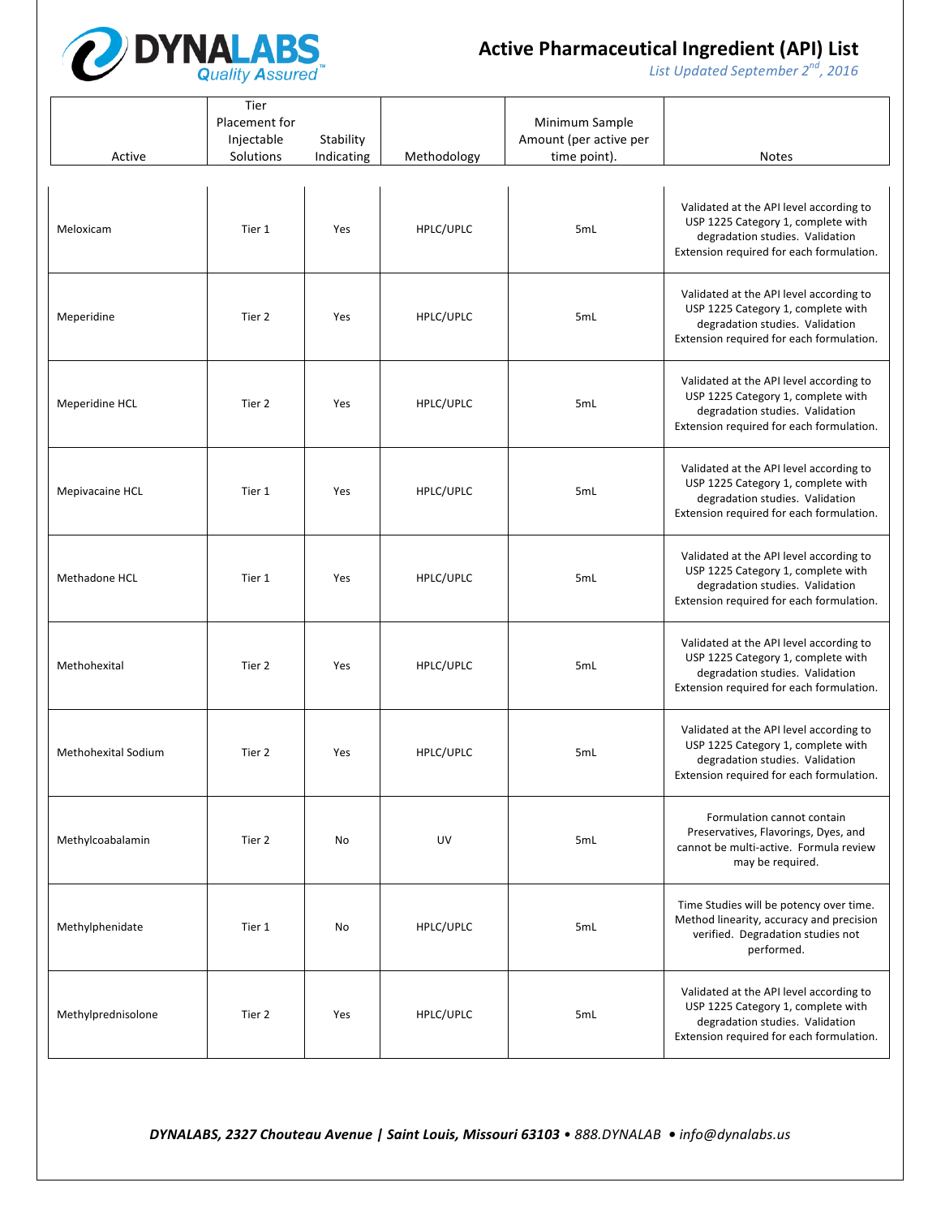# Active Pharmaceutical Ingredient (API) List

*List Updated September 2nd, 2016*

| Active | Tier Placement for Injectable Solutions | Stability Indicating | Methodology | Minimum Sample Amount (per active per time point). | Notes |
|---|---|---|---|---|---|
| Meloxicam | Tier 1 | Yes | HPLC/UPLC | 5mL | Validated at the API level according to USP 1225 Category 1, complete with degradation studies. Validation Extension required for each formulation. |
| Meperidine | Tier 2 | Yes | HPLC/UPLC | 5mL | Validated at the API level according to USP 1225 Category 1, complete with degradation studies. Validation Extension required for each formulation. |
| Meperidine HCL | Tier 2 | Yes | HPLC/UPLC | 5mL | Validated at the API level according to USP 1225 Category 1, complete with degradation studies. Validation Extension required for each formulation. |
| Mepivacaine HCL | Tier 1 | Yes | HPLC/UPLC | 5mL | Validated at the API level according to USP 1225 Category 1, complete with degradation studies. Validation Extension required for each formulation. |
| Methadone HCL | Tier 1 | Yes | HPLC/UPLC | 5mL | Validated at the API level according to USP 1225 Category 1, complete with degradation studies. Validation Extension required for each formulation. |
| Methohexital | Tier 2 | Yes | HPLC/UPLC | 5mL | Validated at the API level according to USP 1225 Category 1, complete with degradation studies. Validation Extension required for each formulation. |
| Methohexital Sodium | Tier 2 | Yes | HPLC/UPLC | 5mL | Validated at the API level according to USP 1225 Category 1, complete with degradation studies. Validation Extension required for each formulation. |
| Methylcoabalamin | Tier 2 | No | UV | 5mL | Formulation cannot contain Preservatives, Flavorings, Dyes, and cannot be multi-active. Formula review may be required. |
| Methylphenidate | Tier 1 | No | HPLC/UPLC | 5mL | Time Studies will be potency over time. Method linearity, accuracy and precision verified. Degradation studies not performed. |
| Methylprednisolone | Tier 2 | Yes | HPLC/UPLC | 5mL | Validated at the API level according to USP 1225 Category 1, complete with degradation studies. Validation Extension required for each formulation. |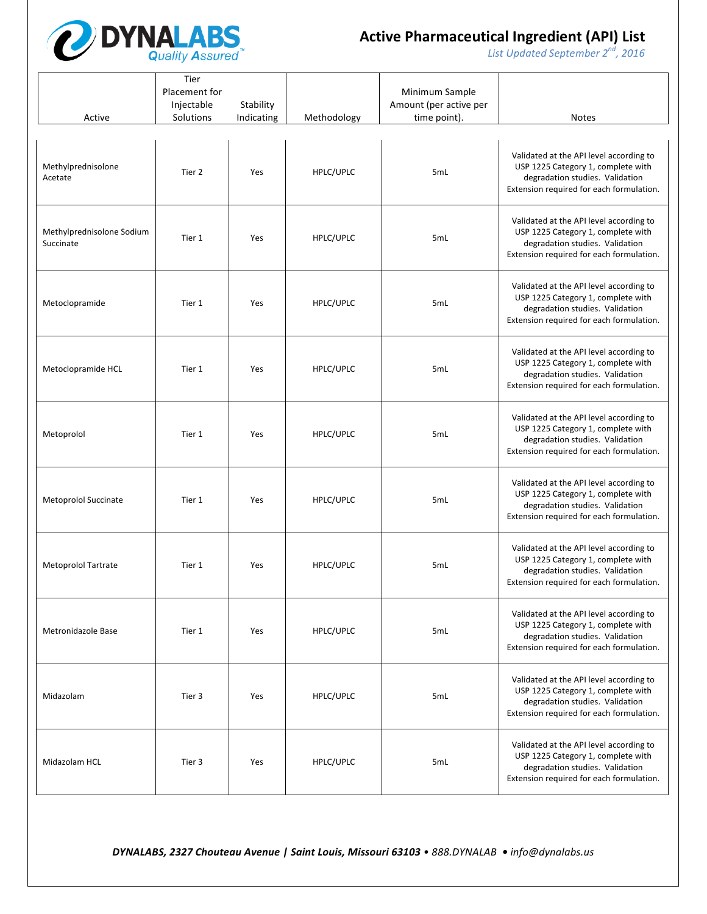# Active Pharmaceutical Ingredient (API) List

*List Updated September 2nd, 2016*

| Active | Tier Placement for Injectable Solutions | Stability Indicating | Methodology | Minimum Sample Amount (per active per time point). | Notes |
|---|---|---|---|---|---|
| Methylprednisolone Acetate | Tier 2 | Yes | HPLC/UPLC | 5mL | Validated at the API level according to USP 1225 Category 1, complete with degradation studies. Validation Extension required for each formulation. |
| Methylprednisolone Sodium Succinate | Tier 1 | Yes | HPLC/UPLC | 5mL | Validated at the API level according to USP 1225 Category 1, complete with degradation studies. Validation Extension required for each formulation. |
| Metoclopramide | Tier 1 | Yes | HPLC/UPLC | 5mL | Validated at the API level according to USP 1225 Category 1, complete with degradation studies. Validation Extension required for each formulation. |
| Metoclopramide HCL | Tier 1 | Yes | HPLC/UPLC | 5mL | Validated at the API level according to USP 1225 Category 1, complete with degradation studies. Validation Extension required for each formulation. |
| Metoprolol | Tier 1 | Yes | HPLC/UPLC | 5mL | Validated at the API level according to USP 1225 Category 1, complete with degradation studies. Validation Extension required for each formulation. |
| Metoprolol Succinate | Tier 1 | Yes | HPLC/UPLC | 5mL | Validated at the API level according to USP 1225 Category 1, complete with degradation studies. Validation Extension required for each formulation. |
| Metoprolol Tartrate | Tier 1 | Yes | HPLC/UPLC | 5mL | Validated at the API level according to USP 1225 Category 1, complete with degradation studies. Validation Extension required for each formulation. |
| Metronidazole Base | Tier 1 | Yes | HPLC/UPLC | 5mL | Validated at the API level according to USP 1225 Category 1, complete with degradation studies. Validation Extension required for each formulation. |
| Midazolam | Tier 3 | Yes | HPLC/UPLC | 5mL | Validated at the API level according to USP 1225 Category 1, complete with degradation studies. Validation Extension required for each formulation. |
| Midazolam HCL | Tier 3 | Yes | HPLC/UPLC | 5mL | Validated at the API level according to USP 1225 Category 1, complete with degradation studies. Validation Extension required for each formulation. |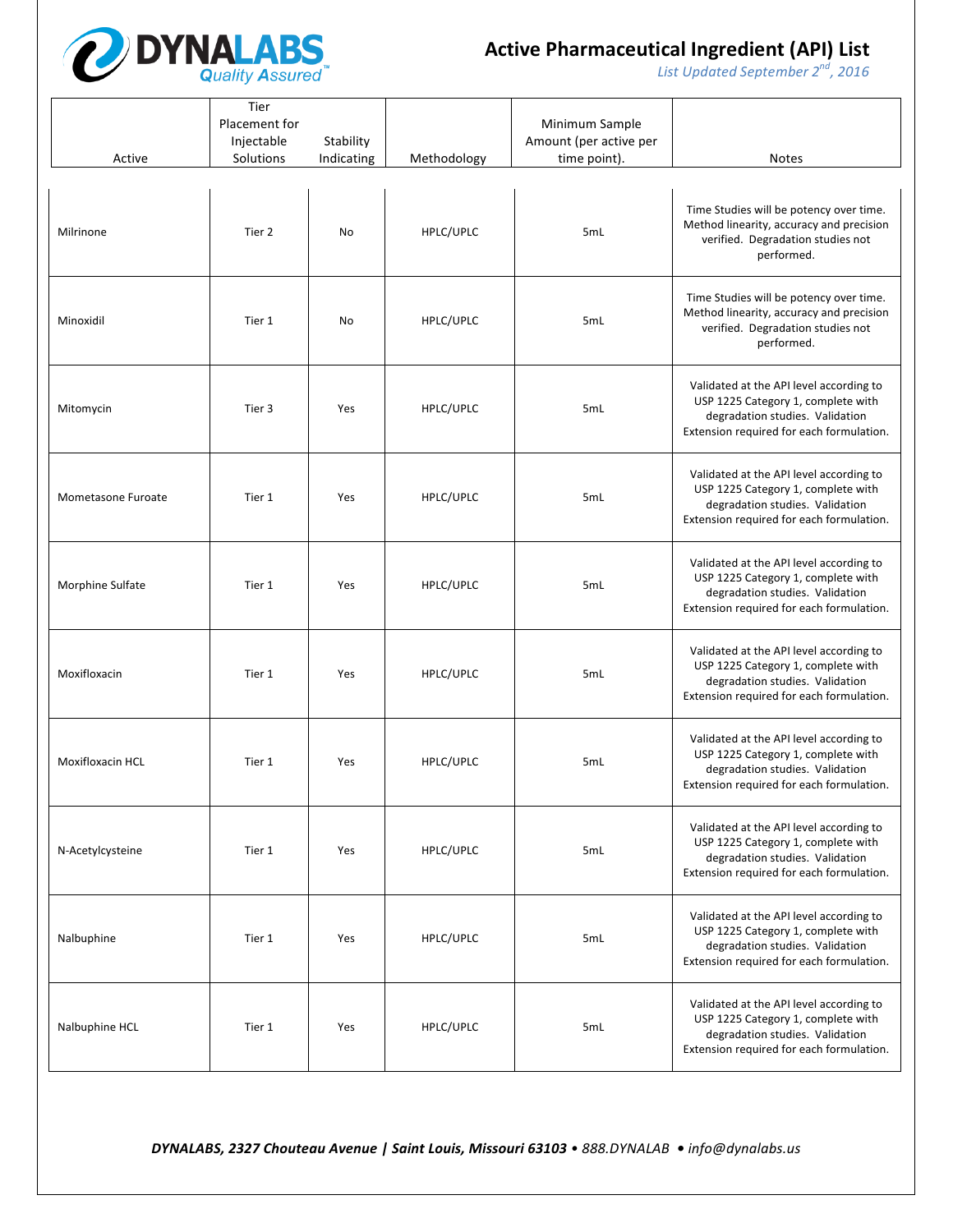# Active Pharmaceutical Ingredient (API) List

*List Updated September 2nd, 2016*

| Active | Tier Placement for Injectable Solutions | Stability Indicating | Methodology | Minimum Sample Amount (per active per time point). | Notes |
|---|---|---|---|---|---|
| Milrinone | Tier 2 | No | HPLC/UPLC | 5mL | Time Studies will be potency over time. Method linearity, accuracy and precision verified. Degradation studies not performed. |
| Minoxidil | Tier 1 | No | HPLC/UPLC | 5mL | Time Studies will be potency over time. Method linearity, accuracy and precision verified. Degradation studies not performed. |
| Mitomycin | Tier 3 | Yes | HPLC/UPLC | 5mL | Validated at the API level according to USP 1225 Category 1, complete with degradation studies. Validation Extension required for each formulation. |
| Mometasone Furoate | Tier 1 | Yes | HPLC/UPLC | 5mL | Validated at the API level according to USP 1225 Category 1, complete with degradation studies. Validation Extension required for each formulation. |
| Morphine Sulfate | Tier 1 | Yes | HPLC/UPLC | 5mL | Validated at the API level according to USP 1225 Category 1, complete with degradation studies. Validation Extension required for each formulation. |
| Moxifloxacin | Tier 1 | Yes | HPLC/UPLC | 5mL | Validated at the API level according to USP 1225 Category 1, complete with degradation studies. Validation Extension required for each formulation. |
| Moxifloxacin HCL | Tier 1 | Yes | HPLC/UPLC | 5mL | Validated at the API level according to USP 1225 Category 1, complete with degradation studies. Validation Extension required for each formulation. |
| N-Acetylcysteine | Tier 1 | Yes | HPLC/UPLC | 5mL | Validated at the API level according to USP 1225 Category 1, complete with degradation studies. Validation Extension required for each formulation. |
| Nalbuphine | Tier 1 | Yes | HPLC/UPLC | 5mL | Validated at the API level according to USP 1225 Category 1, complete with degradation studies. Validation Extension required for each formulation. |
| Nalbuphine HCL | Tier 1 | Yes | HPLC/UPLC | 5mL | Validated at the API level according to USP 1225 Category 1, complete with degradation studies. Validation Extension required for each formulation. |

***DYNALABS, 2327 Chouteau Avenue | Saint Louis, Missouri 63103** • 888.DYNALAB • info@dynalabs.us*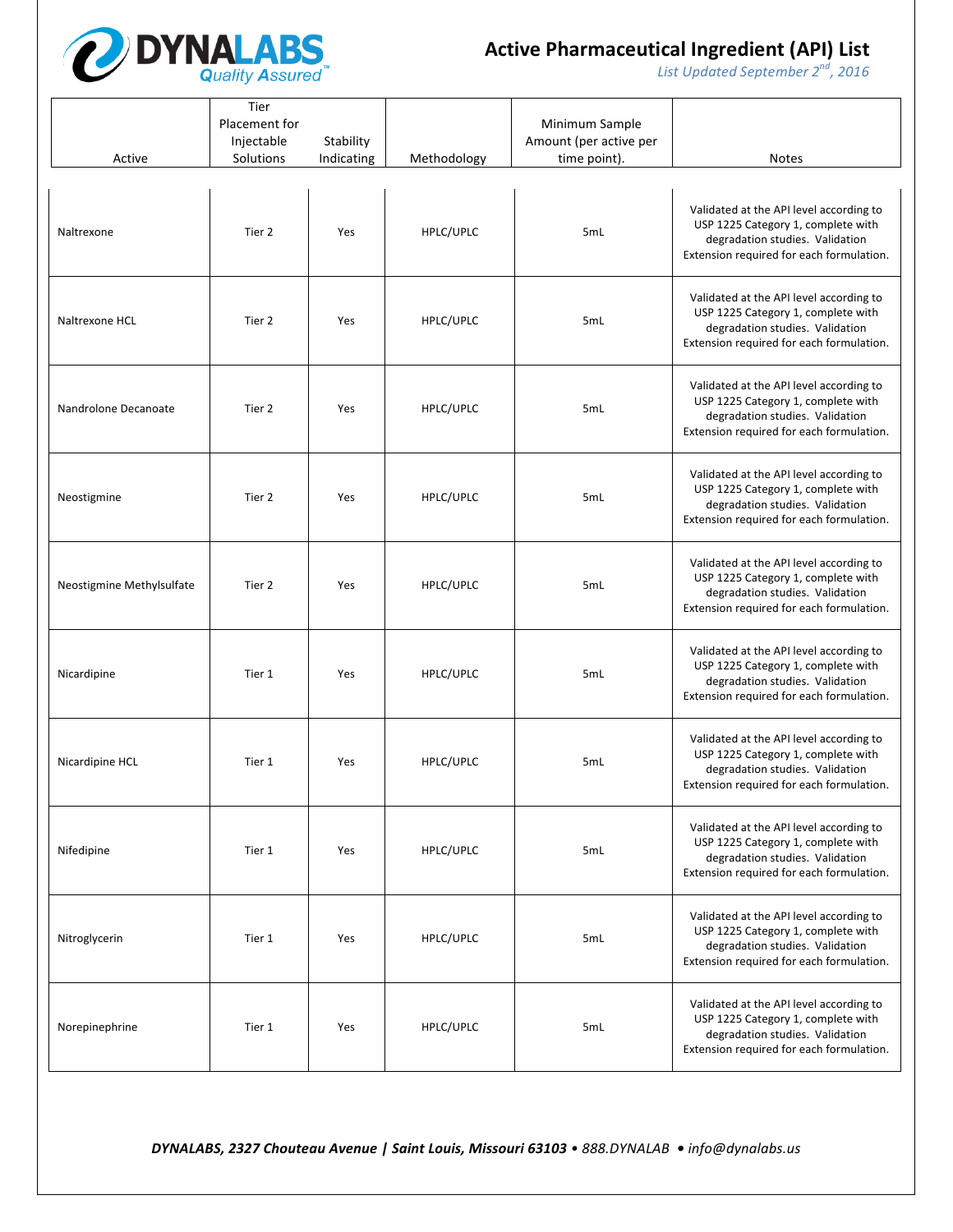# Active Pharmaceutical Ingredient (API) List

*List Updated September 2nd, 2016*

| Active | Tier Placement for Injectable Solutions | Stability Indicating | Methodology | Minimum Sample Amount (per active per time point). | Notes |
|---|---|---|---|---|---|
| Naltrexone | Tier 2 | Yes | HPLC/UPLC | 5mL | Validated at the API level according to USP 1225 Category 1, complete with degradation studies. Validation Extension required for each formulation. |
| Naltrexone HCL | Tier 2 | Yes | HPLC/UPLC | 5mL | Validated at the API level according to USP 1225 Category 1, complete with degradation studies. Validation Extension required for each formulation. |
| Nandrolone Decanoate | Tier 2 | Yes | HPLC/UPLC | 5mL | Validated at the API level according to USP 1225 Category 1, complete with degradation studies. Validation Extension required for each formulation. |
| Neostigmine | Tier 2 | Yes | HPLC/UPLC | 5mL | Validated at the API level according to USP 1225 Category 1, complete with degradation studies. Validation Extension required for each formulation. |
| Neostigmine Methylsulfate | Tier 2 | Yes | HPLC/UPLC | 5mL | Validated at the API level according to USP 1225 Category 1, complete with degradation studies. Validation Extension required for each formulation. |
| Nicardipine | Tier 1 | Yes | HPLC/UPLC | 5mL | Validated at the API level according to USP 1225 Category 1, complete with degradation studies. Validation Extension required for each formulation. |
| Nicardipine HCL | Tier 1 | Yes | HPLC/UPLC | 5mL | Validated at the API level according to USP 1225 Category 1, complete with degradation studies. Validation Extension required for each formulation. |
| Nifedipine | Tier 1 | Yes | HPLC/UPLC | 5mL | Validated at the API level according to USP 1225 Category 1, complete with degradation studies. Validation Extension required for each formulation. |
| Nitroglycerin | Tier 1 | Yes | HPLC/UPLC | 5mL | Validated at the API level according to USP 1225 Category 1, complete with degradation studies. Validation Extension required for each formulation. |
| Norepinephrine | Tier 1 | Yes | HPLC/UPLC | 5mL | Validated at the API level according to USP 1225 Category 1, complete with degradation studies. Validation Extension required for each formulation. |

***DYNALABS, 2327 Chouteau Avenue | Saint Louis, Missouri 63103** • 888.DYNALAB • info@dynalabs.us*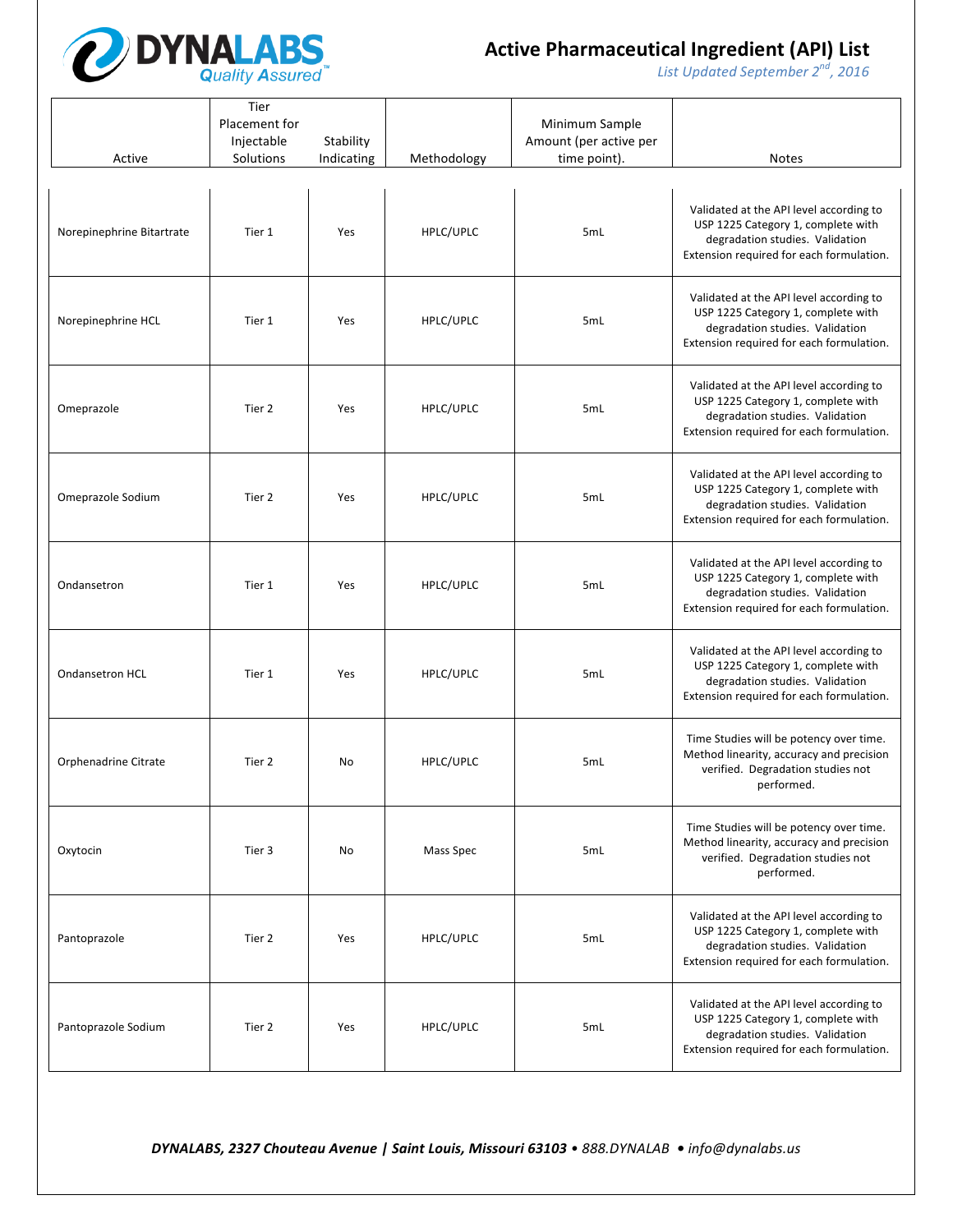# Active Pharmaceutical Ingredient (API) List

*List Updated September 2nd, 2016*

| Active | Tier Placement for Injectable Solutions | Stability Indicating | Methodology | Minimum Sample Amount (per active per time point). | Notes |
|---|---|---|---|---|---|
| Norepinephrine Bitartrate | Tier 1 | Yes | HPLC/UPLC | 5mL | Validated at the API level according to USP 1225 Category 1, complete with degradation studies. Validation Extension required for each formulation. |
| Norepinephrine HCL | Tier 1 | Yes | HPLC/UPLC | 5mL | Validated at the API level according to USP 1225 Category 1, complete with degradation studies. Validation Extension required for each formulation. |
| Omeprazole | Tier 2 | Yes | HPLC/UPLC | 5mL | Validated at the API level according to USP 1225 Category 1, complete with degradation studies. Validation Extension required for each formulation. |
| Omeprazole Sodium | Tier 2 | Yes | HPLC/UPLC | 5mL | Validated at the API level according to USP 1225 Category 1, complete with degradation studies. Validation Extension required for each formulation. |
| Ondansetron | Tier 1 | Yes | HPLC/UPLC | 5mL | Validated at the API level according to USP 1225 Category 1, complete with degradation studies. Validation Extension required for each formulation. |
| Ondansetron HCL | Tier 1 | Yes | HPLC/UPLC | 5mL | Validated at the API level according to USP 1225 Category 1, complete with degradation studies. Validation Extension required for each formulation. |
| Orphenadrine Citrate | Tier 2 | No | HPLC/UPLC | 5mL | Time Studies will be potency over time. Method linearity, accuracy and precision verified. Degradation studies not performed. |
| Oxytocin | Tier 3 | No | Mass Spec | 5mL | Time Studies will be potency over time. Method linearity, accuracy and precision verified. Degradation studies not performed. |
| Pantoprazole | Tier 2 | Yes | HPLC/UPLC | 5mL | Validated at the API level according to USP 1225 Category 1, complete with degradation studies. Validation Extension required for each formulation. |
| Pantoprazole Sodium | Tier 2 | Yes | HPLC/UPLC | 5mL | Validated at the API level according to USP 1225 Category 1, complete with degradation studies. Validation Extension required for each formulation. |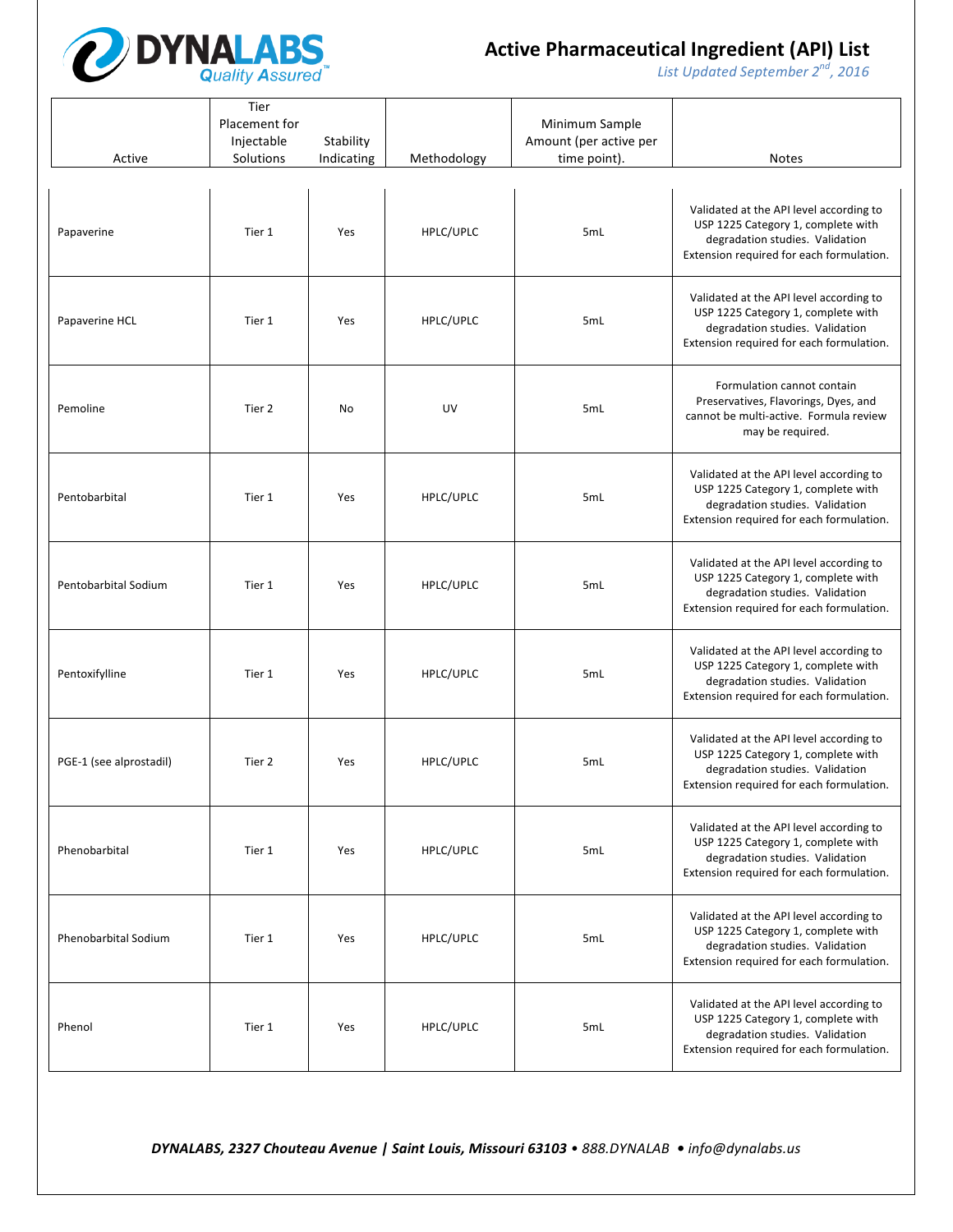# Active Pharmaceutical Ingredient (API) List

*List Updated September 2nd, 2016*

| Active | Tier Placement for Injectable Solutions | Stability Indicating | Methodology | Minimum Sample Amount (per active per time point). | Notes |
|---|---|---|---|---|---|
| Papaverine | Tier 1 | Yes | HPLC/UPLC | 5mL | Validated at the API level according to USP 1225 Category 1, complete with degradation studies. Validation Extension required for each formulation. |
| Papaverine HCL | Tier 1 | Yes | HPLC/UPLC | 5mL | Validated at the API level according to USP 1225 Category 1, complete with degradation studies. Validation Extension required for each formulation. |
| Pemoline | Tier 2 | No | UV | 5mL | Formulation cannot contain Preservatives, Flavorings, Dyes, and cannot be multi-active. Formula review may be required. |
| Pentobarbital | Tier 1 | Yes | HPLC/UPLC | 5mL | Validated at the API level according to USP 1225 Category 1, complete with degradation studies. Validation Extension required for each formulation. |
| Pentobarbital Sodium | Tier 1 | Yes | HPLC/UPLC | 5mL | Validated at the API level according to USP 1225 Category 1, complete with degradation studies. Validation Extension required for each formulation. |
| Pentoxifylline | Tier 1 | Yes | HPLC/UPLC | 5mL | Validated at the API level according to USP 1225 Category 1, complete with degradation studies. Validation Extension required for each formulation. |
| PGE-1 (see alprostadil) | Tier 2 | Yes | HPLC/UPLC | 5mL | Validated at the API level according to USP 1225 Category 1, complete with degradation studies. Validation Extension required for each formulation. |
| Phenobarbital | Tier 1 | Yes | HPLC/UPLC | 5mL | Validated at the API level according to USP 1225 Category 1, complete with degradation studies. Validation Extension required for each formulation. |
| Phenobarbital Sodium | Tier 1 | Yes | HPLC/UPLC | 5mL | Validated at the API level according to USP 1225 Category 1, complete with degradation studies. Validation Extension required for each formulation. |
| Phenol | Tier 1 | Yes | HPLC/UPLC | 5mL | Validated at the API level according to USP 1225 Category 1, complete with degradation studies. Validation Extension required for each formulation. |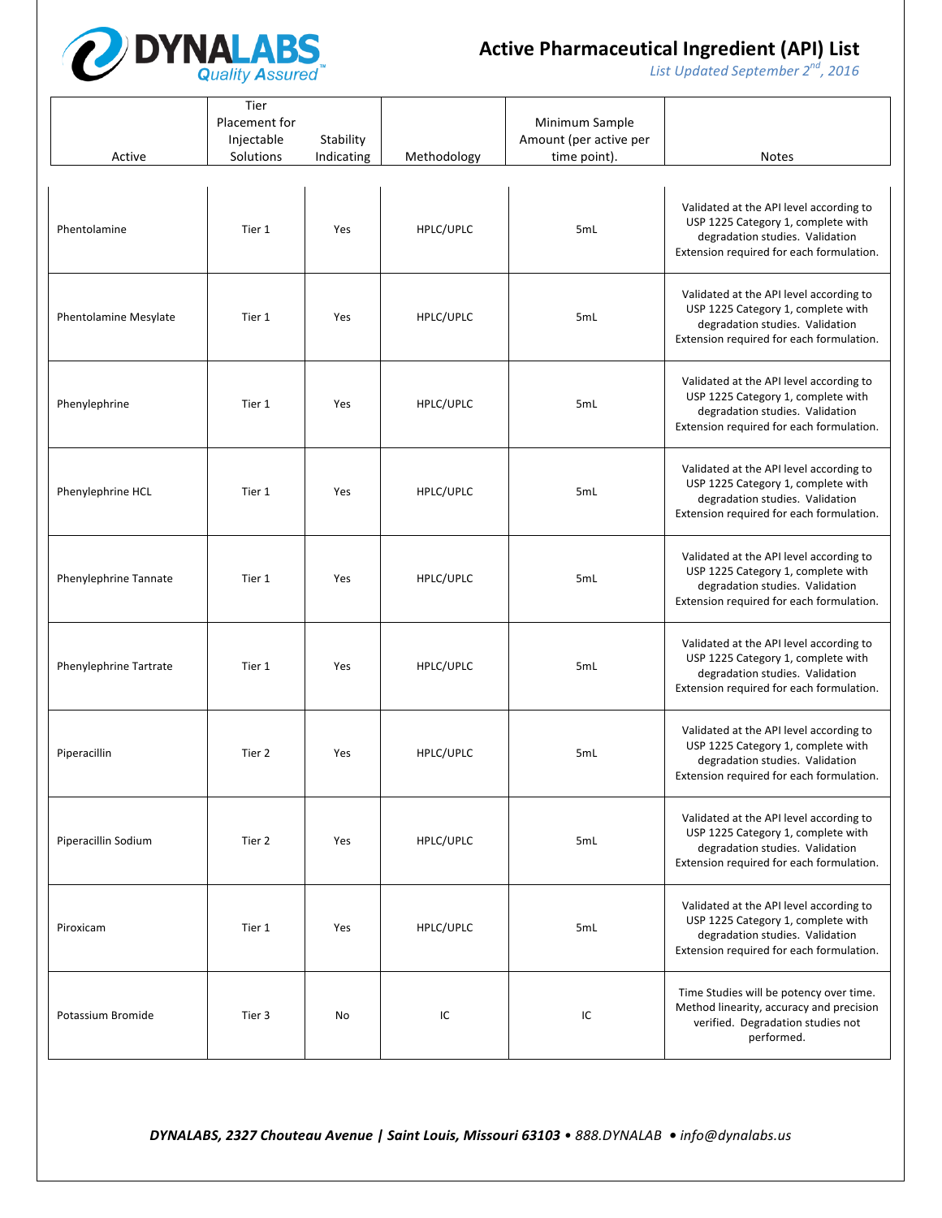# Active Pharmaceutical Ingredient (API) List

*List Updated September 2nd, 2016*

| Active | Tier Placement for Injectable Solutions | Stability Indicating | Methodology | Minimum Sample Amount (per active per time point). | Notes |
|---|---|---|---|---|---|
| Phentolamine | Tier 1 | Yes | HPLC/UPLC | 5mL | Validated at the API level according to USP 1225 Category 1, complete with degradation studies. Validation Extension required for each formulation. |
| Phentolamine Mesylate | Tier 1 | Yes | HPLC/UPLC | 5mL | Validated at the API level according to USP 1225 Category 1, complete with degradation studies. Validation Extension required for each formulation. |
| Phenylephrine | Tier 1 | Yes | HPLC/UPLC | 5mL | Validated at the API level according to USP 1225 Category 1, complete with degradation studies. Validation Extension required for each formulation. |
| Phenylephrine HCL | Tier 1 | Yes | HPLC/UPLC | 5mL | Validated at the API level according to USP 1225 Category 1, complete with degradation studies. Validation Extension required for each formulation. |
| Phenylephrine Tannate | Tier 1 | Yes | HPLC/UPLC | 5mL | Validated at the API level according to USP 1225 Category 1, complete with degradation studies. Validation Extension required for each formulation. |
| Phenylephrine Tartrate | Tier 1 | Yes | HPLC/UPLC | 5mL | Validated at the API level according to USP 1225 Category 1, complete with degradation studies. Validation Extension required for each formulation. |
| Piperacillin | Tier 2 | Yes | HPLC/UPLC | 5mL | Validated at the API level according to USP 1225 Category 1, complete with degradation studies. Validation Extension required for each formulation. |
| Piperacillin Sodium | Tier 2 | Yes | HPLC/UPLC | 5mL | Validated at the API level according to USP 1225 Category 1, complete with degradation studies. Validation Extension required for each formulation. |
| Piroxicam | Tier 1 | Yes | HPLC/UPLC | 5mL | Validated at the API level according to USP 1225 Category 1, complete with degradation studies. Validation Extension required for each formulation. |
| Potassium Bromide | Tier 3 | No | IC | IC | Time Studies will be potency over time. Method linearity, accuracy and precision verified. Degradation studies not performed. |

***DYNALABS, 2327 Chouteau Avenue | Saint Louis, Missouri 63103** • 888.DYNALAB • info@dynalabs.us*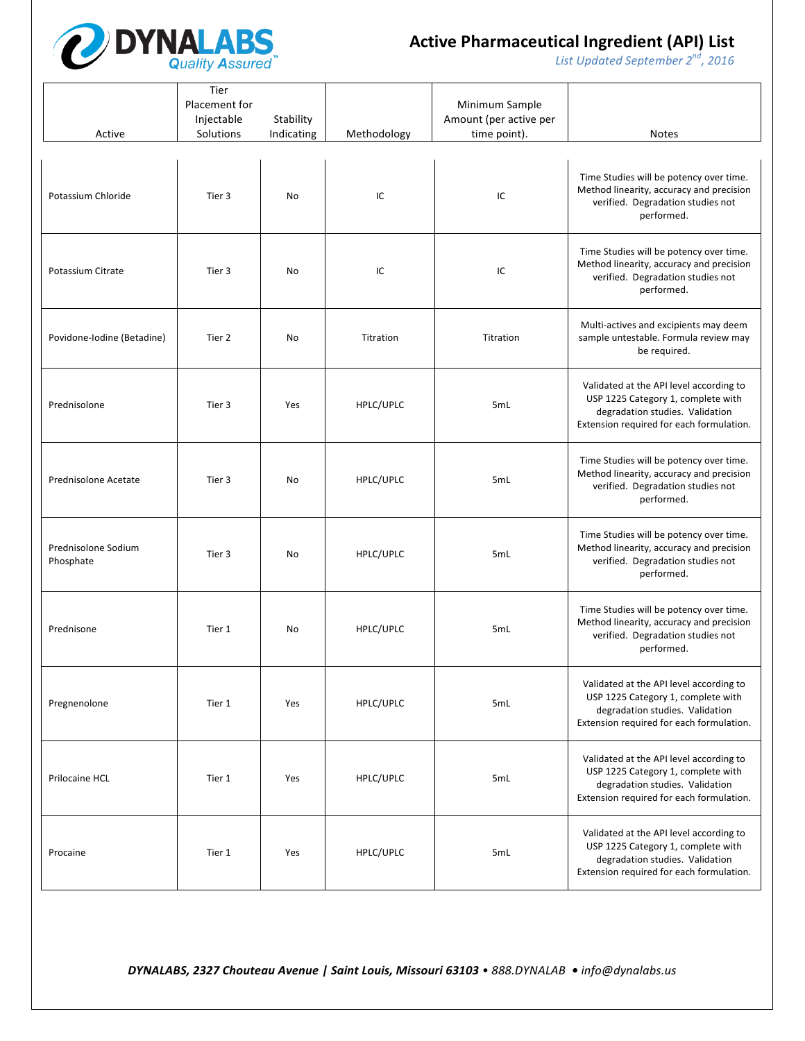# Active Pharmaceutical Ingredient (API) List

*List Updated September 2nd, 2016*

| Active | Tier Placement for Injectable Solutions | Stability Indicating | Methodology | Minimum Sample Amount (per active per time point). | Notes |
|---|---|---|---|---|---|
| Potassium Chloride | Tier 3 | No | IC | IC | Time Studies will be potency over time. Method linearity, accuracy and precision verified. Degradation studies not performed. |
| Potassium Citrate | Tier 3 | No | IC | IC | Time Studies will be potency over time. Method linearity, accuracy and precision verified. Degradation studies not performed. |
| Povidone-Iodine (Betadine) | Tier 2 | No | Titration | Titration | Multi-actives and excipients may deem sample untestable. Formula review may be required. |
| Prednisolone | Tier 3 | Yes | HPLC/UPLC | 5mL | Validated at the API level according to USP 1225 Category 1, complete with degradation studies. Validation Extension required for each formulation. |
| Prednisolone Acetate | Tier 3 | No | HPLC/UPLC | 5mL | Time Studies will be potency over time. Method linearity, accuracy and precision verified. Degradation studies not performed. |
| Prednisolone Sodium Phosphate | Tier 3 | No | HPLC/UPLC | 5mL | Time Studies will be potency over time. Method linearity, accuracy and precision verified. Degradation studies not performed. |
| Prednisone | Tier 1 | No | HPLC/UPLC | 5mL | Time Studies will be potency over time. Method linearity, accuracy and precision verified. Degradation studies not performed. |
| Pregnenolone | Tier 1 | Yes | HPLC/UPLC | 5mL | Validated at the API level according to USP 1225 Category 1, complete with degradation studies. Validation Extension required for each formulation. |
| Prilocaine HCL | Tier 1 | Yes | HPLC/UPLC | 5mL | Validated at the API level according to USP 1225 Category 1, complete with degradation studies. Validation Extension required for each formulation. |
| Procaine | Tier 1 | Yes | HPLC/UPLC | 5mL | Validated at the API level according to USP 1225 Category 1, complete with degradation studies. Validation Extension required for each formulation. |

***DYNALABS, 2327 Chouteau Avenue | Saint Louis, Missouri 63103** • 888.DYNALAB • info@dynalabs.us*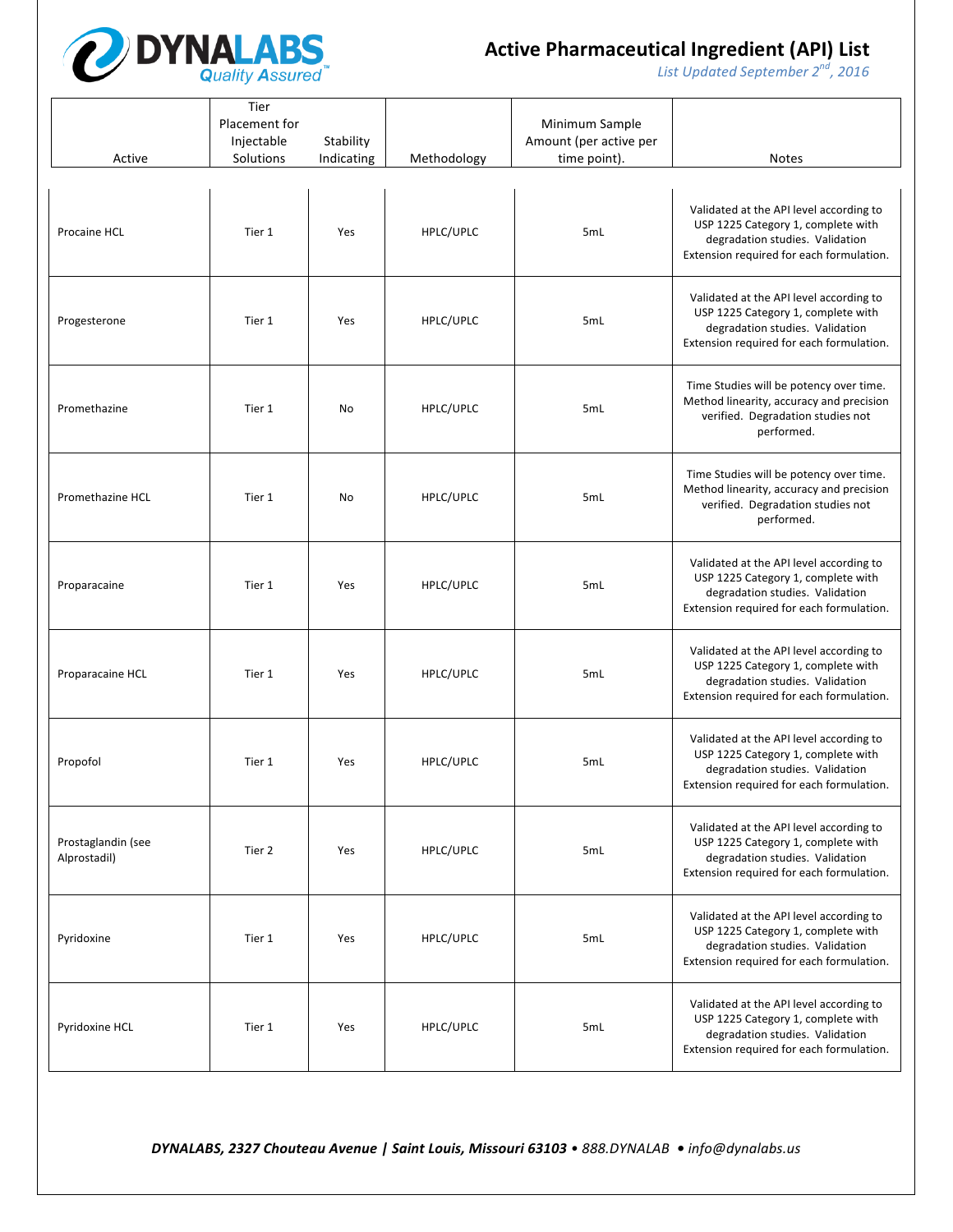# Active Pharmaceutical Ingredient (API) List

*List Updated September 2nd, 2016*

| Active | Tier Placement for Injectable Solutions | Stability Indicating | Methodology | Minimum Sample Amount (per active per time point). | Notes |
|---|---|---|---|---|---|
| Procaine HCL | Tier 1 | Yes | HPLC/UPLC | 5mL | Validated at the API level according to USP 1225 Category 1, complete with degradation studies. Validation Extension required for each formulation. |
| Progesterone | Tier 1 | Yes | HPLC/UPLC | 5mL | Validated at the API level according to USP 1225 Category 1, complete with degradation studies. Validation Extension required for each formulation. |
| Promethazine | Tier 1 | No | HPLC/UPLC | 5mL | Time Studies will be potency over time. Method linearity, accuracy and precision verified. Degradation studies not performed. |
| Promethazine HCL | Tier 1 | No | HPLC/UPLC | 5mL | Time Studies will be potency over time. Method linearity, accuracy and precision verified. Degradation studies not performed. |
| Proparacaine | Tier 1 | Yes | HPLC/UPLC | 5mL | Validated at the API level according to USP 1225 Category 1, complete with degradation studies. Validation Extension required for each formulation. |
| Proparacaine HCL | Tier 1 | Yes | HPLC/UPLC | 5mL | Validated at the API level according to USP 1225 Category 1, complete with degradation studies. Validation Extension required for each formulation. |
| Propofol | Tier 1 | Yes | HPLC/UPLC | 5mL | Validated at the API level according to USP 1225 Category 1, complete with degradation studies. Validation Extension required for each formulation. |
| Prostaglandin (see Alprostadil) | Tier 2 | Yes | HPLC/UPLC | 5mL | Validated at the API level according to USP 1225 Category 1, complete with degradation studies. Validation Extension required for each formulation. |
| Pyridoxine | Tier 1 | Yes | HPLC/UPLC | 5mL | Validated at the API level according to USP 1225 Category 1, complete with degradation studies. Validation Extension required for each formulation. |
| Pyridoxine HCL | Tier 1 | Yes | HPLC/UPLC | 5mL | Validated at the API level according to USP 1225 Category 1, complete with degradation studies. Validation Extension required for each formulation. |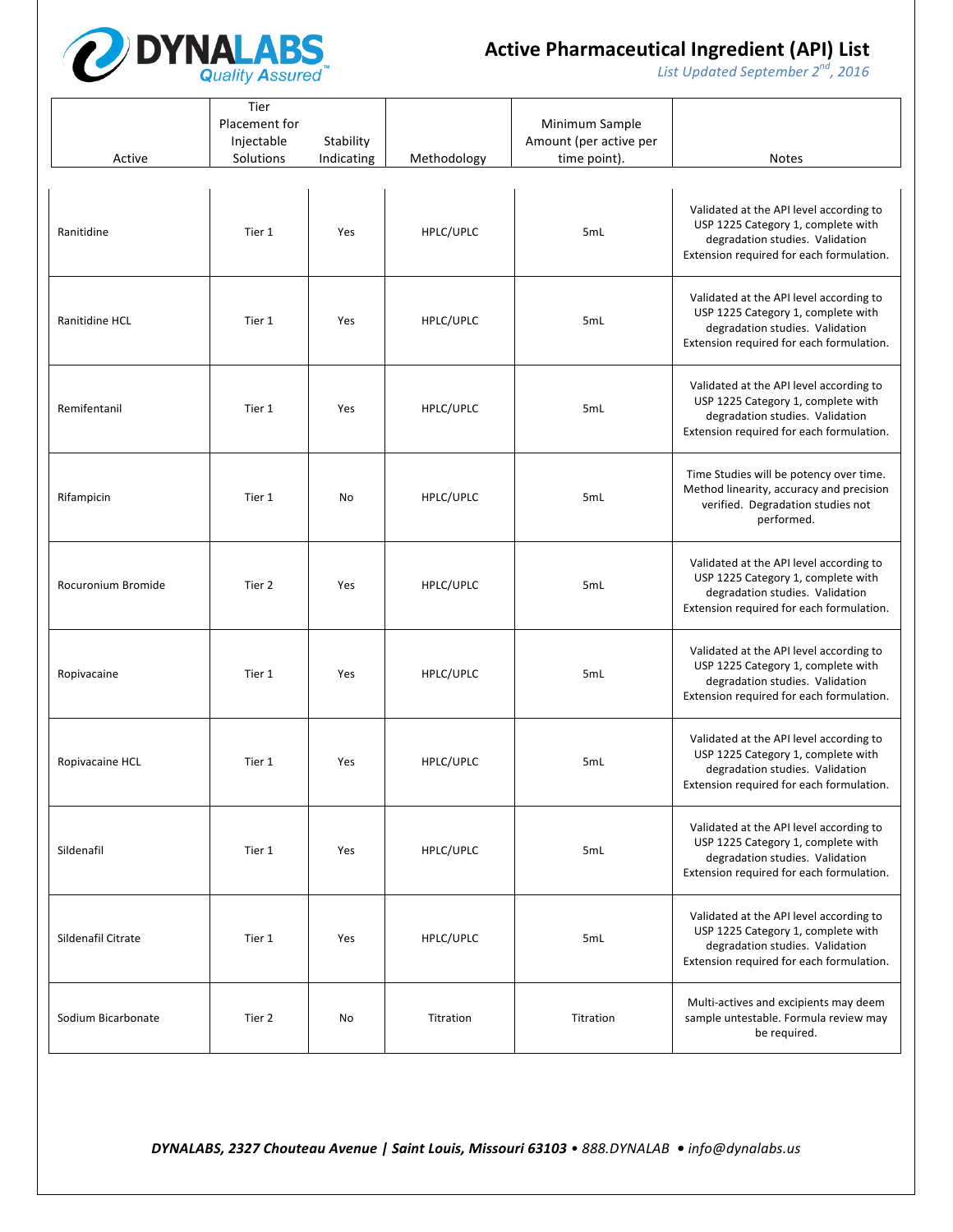# Active Pharmaceutical Ingredient (API) List

*List Updated September 2nd, 2016*

| Active | Tier Placement for Injectable Solutions | Stability Indicating | Methodology | Minimum Sample Amount (per active per time point). | Notes |
|---|---|---|---|---|---|
| Ranitidine | Tier 1 | Yes | HPLC/UPLC | 5mL | Validated at the API level according to USP 1225 Category 1, complete with degradation studies. Validation Extension required for each formulation. |
| Ranitidine HCL | Tier 1 | Yes | HPLC/UPLC | 5mL | Validated at the API level according to USP 1225 Category 1, complete with degradation studies. Validation Extension required for each formulation. |
| Remifentanil | Tier 1 | Yes | HPLC/UPLC | 5mL | Validated at the API level according to USP 1225 Category 1, complete with degradation studies. Validation Extension required for each formulation. |
| Rifampicin | Tier 1 | No | HPLC/UPLC | 5mL | Time Studies will be potency over time. Method linearity, accuracy and precision verified. Degradation studies not performed. |
| Rocuronium Bromide | Tier 2 | Yes | HPLC/UPLC | 5mL | Validated at the API level according to USP 1225 Category 1, complete with degradation studies. Validation Extension required for each formulation. |
| Ropivacaine | Tier 1 | Yes | HPLC/UPLC | 5mL | Validated at the API level according to USP 1225 Category 1, complete with degradation studies. Validation Extension required for each formulation. |
| Ropivacaine HCL | Tier 1 | Yes | HPLC/UPLC | 5mL | Validated at the API level according to USP 1225 Category 1, complete with degradation studies. Validation Extension required for each formulation. |
| Sildenafil | Tier 1 | Yes | HPLC/UPLC | 5mL | Validated at the API level according to USP 1225 Category 1, complete with degradation studies. Validation Extension required for each formulation. |
| Sildenafil Citrate | Tier 1 | Yes | HPLC/UPLC | 5mL | Validated at the API level according to USP 1225 Category 1, complete with degradation studies. Validation Extension required for each formulation. |
| Sodium Bicarbonate | Tier 2 | No | Titration | Titration | Multi-actives and excipients may deem sample untestable. Formula review may be required. |

*DYNALABS, 2327 Chouteau Avenue | Saint Louis, Missouri 63103 • 888.DYNALAB • info@dynalabs.us*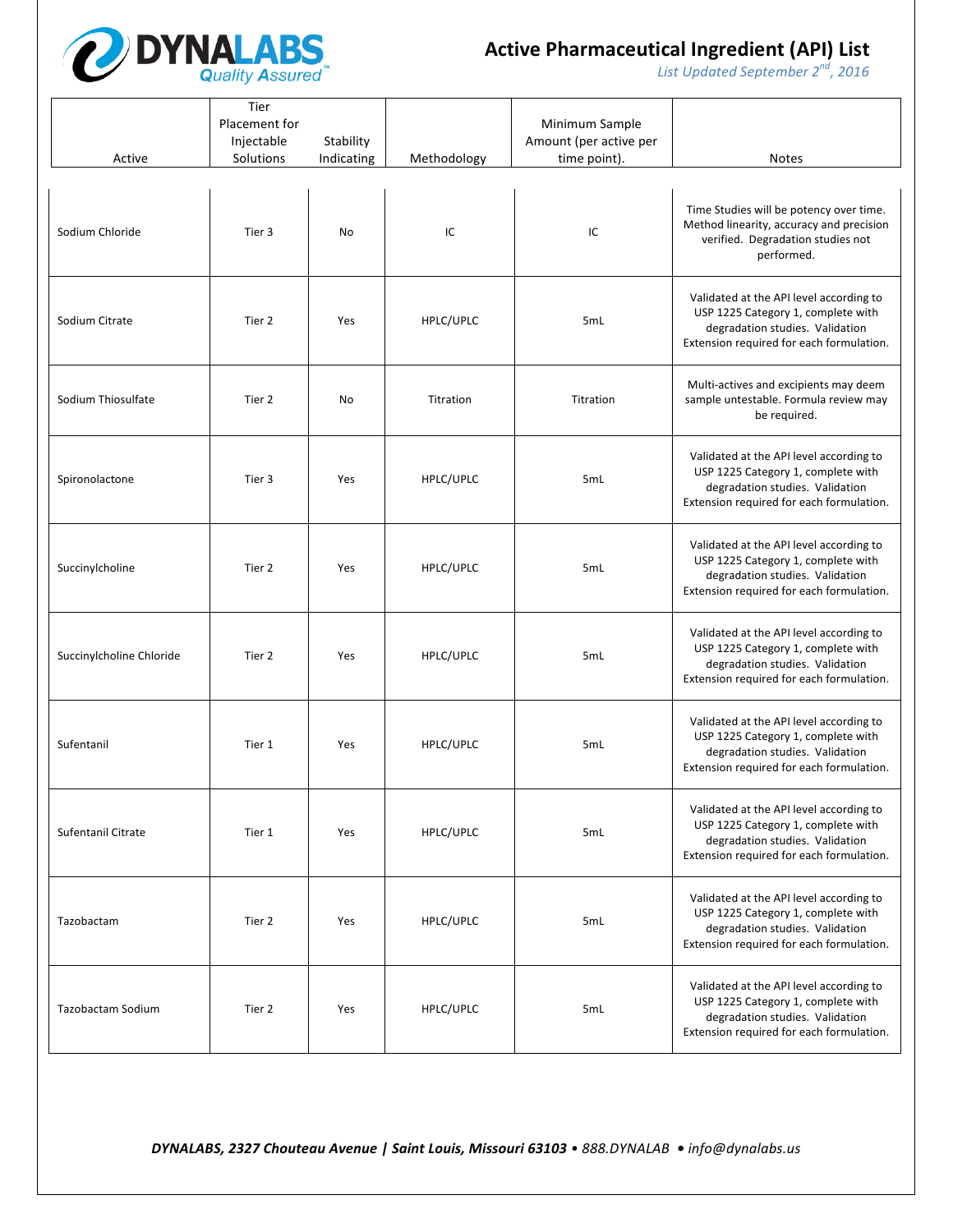# Active Pharmaceutical Ingredient (API) List

*List Updated September 2nd, 2016*

| Active | Tier Placement for Injectable Solutions | Stability Indicating | Methodology | Minimum Sample Amount (per active per time point). | Notes |
|---|---|---|---|---|---|
| Sodium Chloride | Tier 3 | No | IC | IC | Time Studies will be potency over time. Method linearity, accuracy and precision verified. Degradation studies not performed. |
| Sodium Citrate | Tier 2 | Yes | HPLC/UPLC | 5mL | Validated at the API level according to USP 1225 Category 1, complete with degradation studies. Validation Extension required for each formulation. |
| Sodium Thiosulfate | Tier 2 | No | Titration | Titration | Multi-actives and excipients may deem sample untestable. Formula review may be required. |
| Spironolactone | Tier 3 | Yes | HPLC/UPLC | 5mL | Validated at the API level according to USP 1225 Category 1, complete with degradation studies. Validation Extension required for each formulation. |
| Succinylcholine | Tier 2 | Yes | HPLC/UPLC | 5mL | Validated at the API level according to USP 1225 Category 1, complete with degradation studies. Validation Extension required for each formulation. |
| Succinylcholine Chloride | Tier 2 | Yes | HPLC/UPLC | 5mL | Validated at the API level according to USP 1225 Category 1, complete with degradation studies. Validation Extension required for each formulation. |
| Sufentanil | Tier 1 | Yes | HPLC/UPLC | 5mL | Validated at the API level according to USP 1225 Category 1, complete with degradation studies. Validation Extension required for each formulation. |
| Sufentanil Citrate | Tier 1 | Yes | HPLC/UPLC | 5mL | Validated at the API level according to USP 1225 Category 1, complete with degradation studies. Validation Extension required for each formulation. |
| Tazobactam | Tier 2 | Yes | HPLC/UPLC | 5mL | Validated at the API level according to USP 1225 Category 1, complete with degradation studies. Validation Extension required for each formulation. |
| Tazobactam Sodium | Tier 2 | Yes | HPLC/UPLC | 5mL | Validated at the API level according to USP 1225 Category 1, complete with degradation studies. Validation Extension required for each formulation. |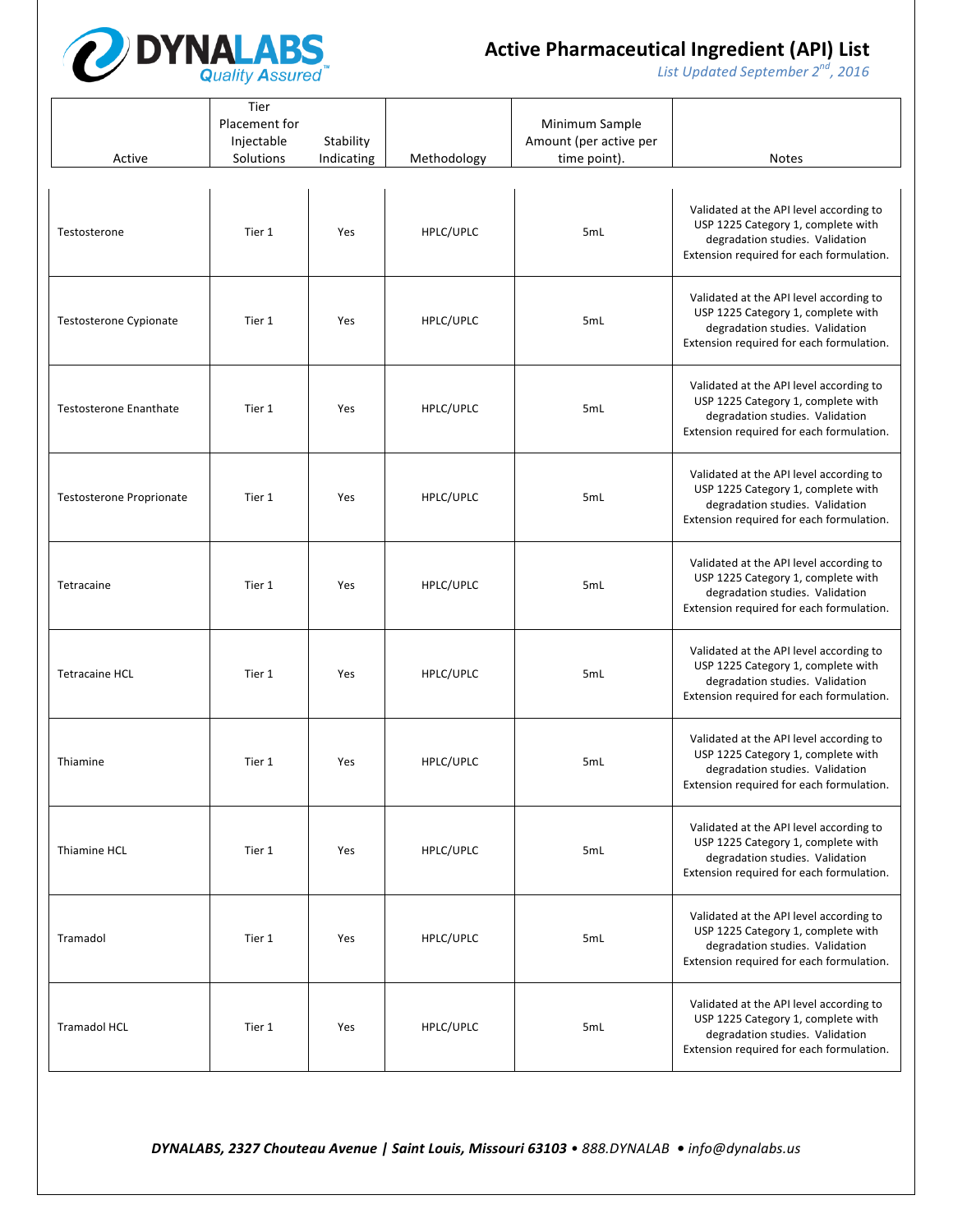| Active | Tier Placement for Injectable Solutions | Stability Indicating | Methodology | Minimum Sample Amount (per active per time point). | Notes |
|---|---|---|---|---|---|
| Testosterone | Tier 1 | Yes | HPLC/UPLC | 5mL | Validated at the API level according to USP 1225 Category 1, complete with degradation studies. Validation Extension required for each formulation. |
| Testosterone Cypionate | Tier 1 | Yes | HPLC/UPLC | 5mL | Validated at the API level according to USP 1225 Category 1, complete with degradation studies. Validation Extension required for each formulation. |
| Testosterone Enanthate | Tier 1 | Yes | HPLC/UPLC | 5mL | Validated at the API level according to USP 1225 Category 1, complete with degradation studies. Validation Extension required for each formulation. |
| Testosterone Proprionate | Tier 1 | Yes | HPLC/UPLC | 5mL | Validated at the API level according to USP 1225 Category 1, complete with degradation studies. Validation Extension required for each formulation. |
| Tetracaine | Tier 1 | Yes | HPLC/UPLC | 5mL | Validated at the API level according to USP 1225 Category 1, complete with degradation studies. Validation Extension required for each formulation. |
| Tetracaine HCL | Tier 1 | Yes | HPLC/UPLC | 5mL | Validated at the API level according to USP 1225 Category 1, complete with degradation studies. Validation Extension required for each formulation. |
| Thiamine | Tier 1 | Yes | HPLC/UPLC | 5mL | Validated at the API level according to USP 1225 Category 1, complete with degradation studies. Validation Extension required for each formulation. |
| Thiamine HCL | Tier 1 | Yes | HPLC/UPLC | 5mL | Validated at the API level according to USP 1225 Category 1, complete with degradation studies. Validation Extension required for each formulation. |
| Tramadol | Tier 1 | Yes | HPLC/UPLC | 5mL | Validated at the API level according to USP 1225 Category 1, complete with degradation studies. Validation Extension required for each formulation. |
| Tramadol HCL | Tier 1 | Yes | HPLC/UPLC | 5mL | Validated at the API level according to USP 1225 Category 1, complete with degradation studies. Validation Extension required for each formulation. |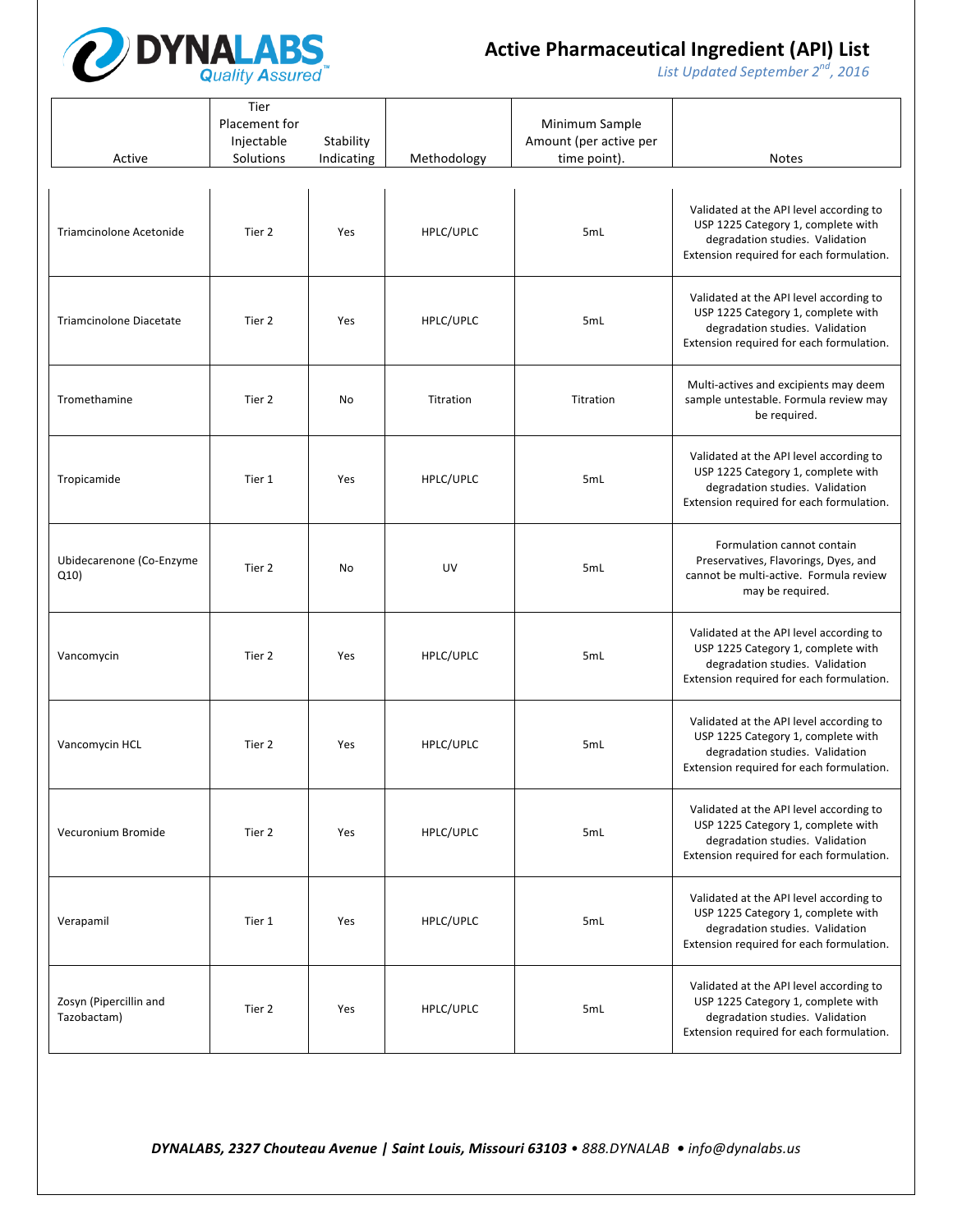# Active Pharmaceutical Ingredient (API) List

*List Updated September 2nd, 2016*

| Active | Tier Placement for Injectable Solutions | Stability Indicating | Methodology | Minimum Sample Amount (per active per time point). | Notes |
|---|---|---|---|---|---|
| Triamcinolone Acetonide | Tier 2 | Yes | HPLC/UPLC | 5mL | Validated at the API level according to USP 1225 Category 1, complete with degradation studies. Validation Extension required for each formulation. |
| Triamcinolone Diacetate | Tier 2 | Yes | HPLC/UPLC | 5mL | Validated at the API level according to USP 1225 Category 1, complete with degradation studies. Validation Extension required for each formulation. |
| Tromethamine | Tier 2 | No | Titration | Titration | Multi-actives and excipients may deem sample untestable. Formula review may be required. |
| Tropicamide | Tier 1 | Yes | HPLC/UPLC | 5mL | Validated at the API level according to USP 1225 Category 1, complete with degradation studies. Validation Extension required for each formulation. |
| Ubidecarenone (Co-Enzyme Q10) | Tier 2 | No | UV | 5mL | Formulation cannot contain Preservatives, Flavorings, Dyes, and cannot be multi-active. Formula review may be required. |
| Vancomycin | Tier 2 | Yes | HPLC/UPLC | 5mL | Validated at the API level according to USP 1225 Category 1, complete with degradation studies. Validation Extension required for each formulation. |
| Vancomycin HCL | Tier 2 | Yes | HPLC/UPLC | 5mL | Validated at the API level according to USP 1225 Category 1, complete with degradation studies. Validation Extension required for each formulation. |
| Vecuronium Bromide | Tier 2 | Yes | HPLC/UPLC | 5mL | Validated at the API level according to USP 1225 Category 1, complete with degradation studies. Validation Extension required for each formulation. |
| Verapamil | Tier 1 | Yes | HPLC/UPLC | 5mL | Validated at the API level according to USP 1225 Category 1, complete with degradation studies. Validation Extension required for each formulation. |
| Zosyn (Pipercillin and Tazobactam) | Tier 2 | Yes | HPLC/UPLC | 5mL | Validated at the API level according to USP 1225 Category 1, complete with degradation studies. Validation Extension required for each formulation. |